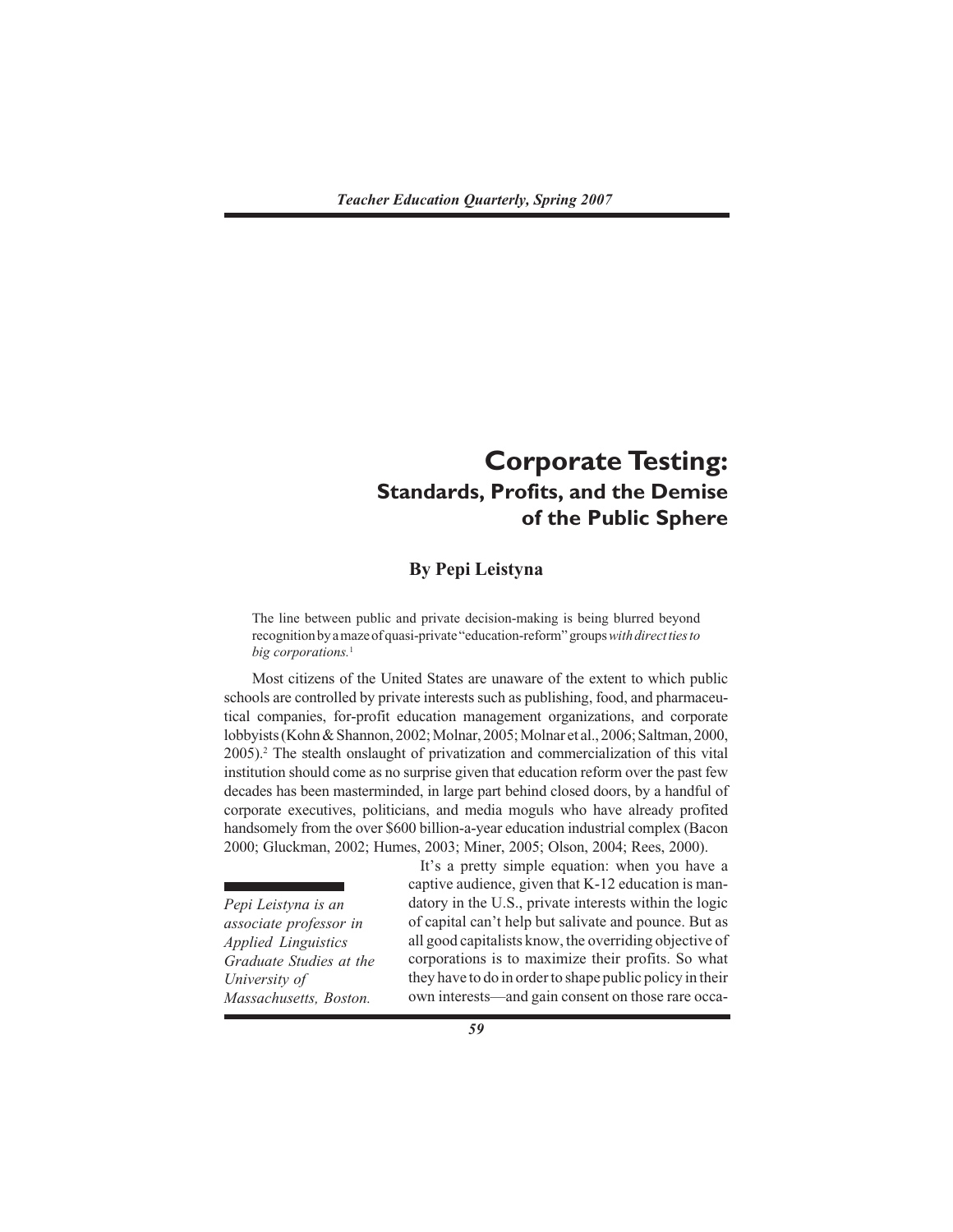# Corporate Testing:
## Standards, Profits, and the Demise of the Public Sphere

**By Pepi Leistyna**

> The line between public and private decision-making is being blurred beyond recognition by a maze of quasi-private "education-reform" groups *with direct ties to big corporations.*[1]

Most citizens of the United States are unaware of the extent to which public schools are controlled by private interests such as publishing, food, and pharmaceutical companies, for-profit education management organizations, and corporate lobbyists (Kohn & Shannon, 2002; Molnar, 2005; Molnar et al., 2006; Saltman, 2000, 2005).[2] The stealth onslaught of privatization and commercialization of this vital institution should come as no surprise given that education reform over the past few decades has been masterminded, in large part behind closed doors, by a handful of corporate executives, politicians, and media moguls who have already profited handsomely from the over $600 billion-a-year education industrial complex (Bacon 2000; Gluckman, 2002; Humes, 2003; Miner, 2005; Olson, 2004; Rees, 2000).

It's a pretty simple equation: when you have a captive audience, given that K-12 education is mandatory in the U.S., private interests within the logic of capital can't help but salivate and pounce. But as all good capitalists know, the overriding objective of corporations is to maximize their profits. So what they have to do in order to shape public policy in their own interests—and gain consent on those rare occa-

*Pepi Leistyna is an associate professor in Applied Linguistics Graduate Studies at the University of Massachusetts, Boston.*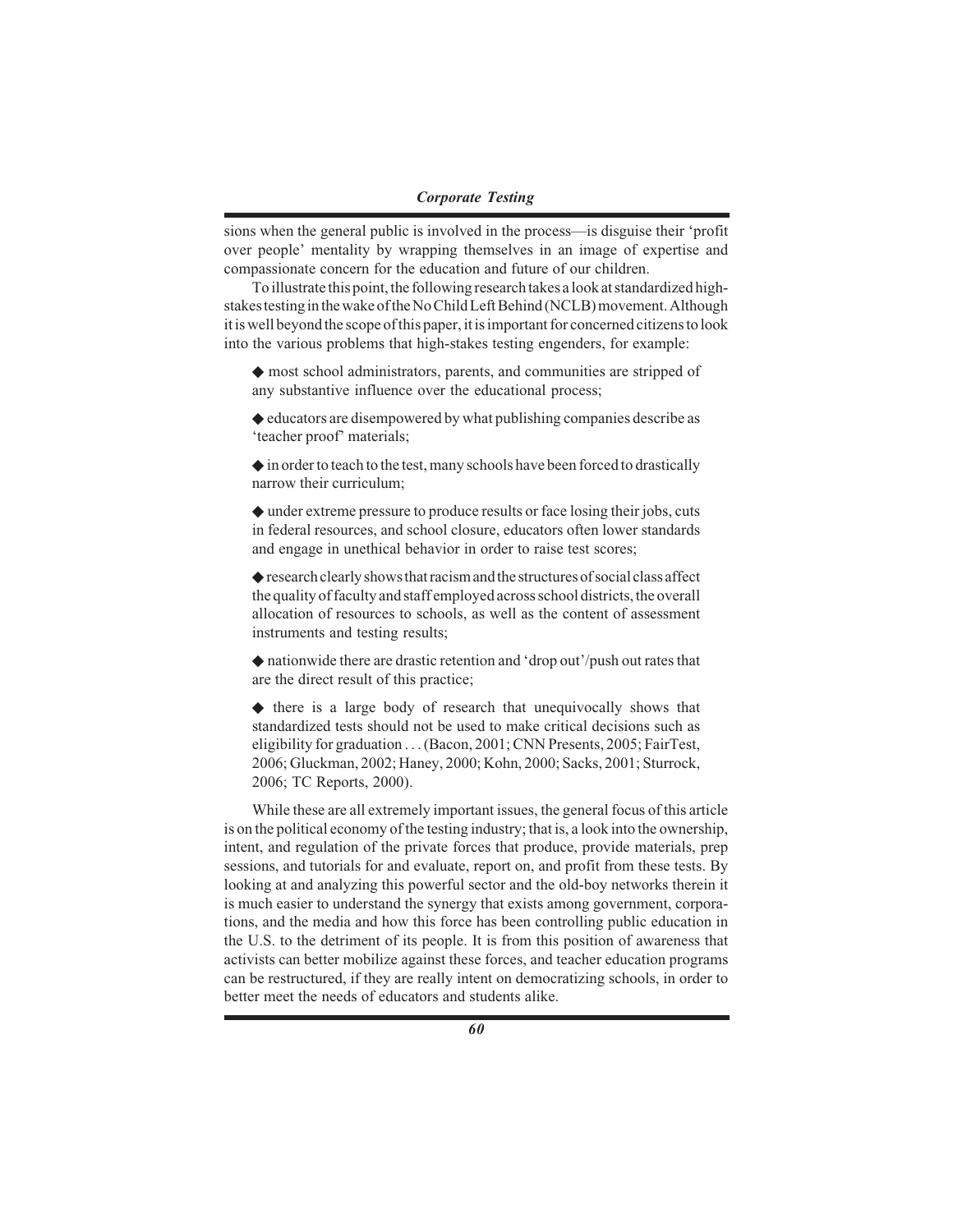sions when the general public is involved in the process—is disguise their 'profit over people' mentality by wrapping themselves in an image of expertise and compassionate concern for the education and future of our children.

To illustrate this point, the following research takes a look at standardized high-stakes testing in the wake of the No Child Left Behind (NCLB) movement. Although it is well beyond the scope of this paper, it is important for concerned citizens to look into the various problems that high-stakes testing engenders, for example:

- most school administrators, parents, and communities are stripped of any substantive influence over the educational process;
- educators are disempowered by what publishing companies describe as 'teacher proof' materials;
- in order to teach to the test, many schools have been forced to drastically narrow their curriculum;
- under extreme pressure to produce results or face losing their jobs, cuts in federal resources, and school closure, educators often lower standards and engage in unethical behavior in order to raise test scores;
- research clearly shows that racism and the structures of social class affect the quality of faculty and staff employed across school districts, the overall allocation of resources to schools, as well as the content of assessment instruments and testing results;
- nationwide there are drastic retention and 'drop out'/push out rates that are the direct result of this practice;
- there is a large body of research that unequivocally shows that standardized tests should not be used to make critical decisions such as eligibility for graduation . . . (Bacon, 2001; CNN Presents, 2005; FairTest, 2006; Gluckman, 2002; Haney, 2000; Kohn, 2000; Sacks, 2001; Sturrock, 2006; TC Reports, 2000).

While these are all extremely important issues, the general focus of this article is on the political economy of the testing industry; that is, a look into the ownership, intent, and regulation of the private forces that produce, provide materials, prep sessions, and tutorials for and evaluate, report on, and profit from these tests. By looking at and analyzing this powerful sector and the old-boy networks therein it is much easier to understand the synergy that exists among government, corporations, and the media and how this force has been controlling public education in the U.S. to the detriment of its people. It is from this position of awareness that activists can better mobilize against these forces, and teacher education programs can be restructured, if they are really intent on democratizing schools, in order to better meet the needs of educators and students alike.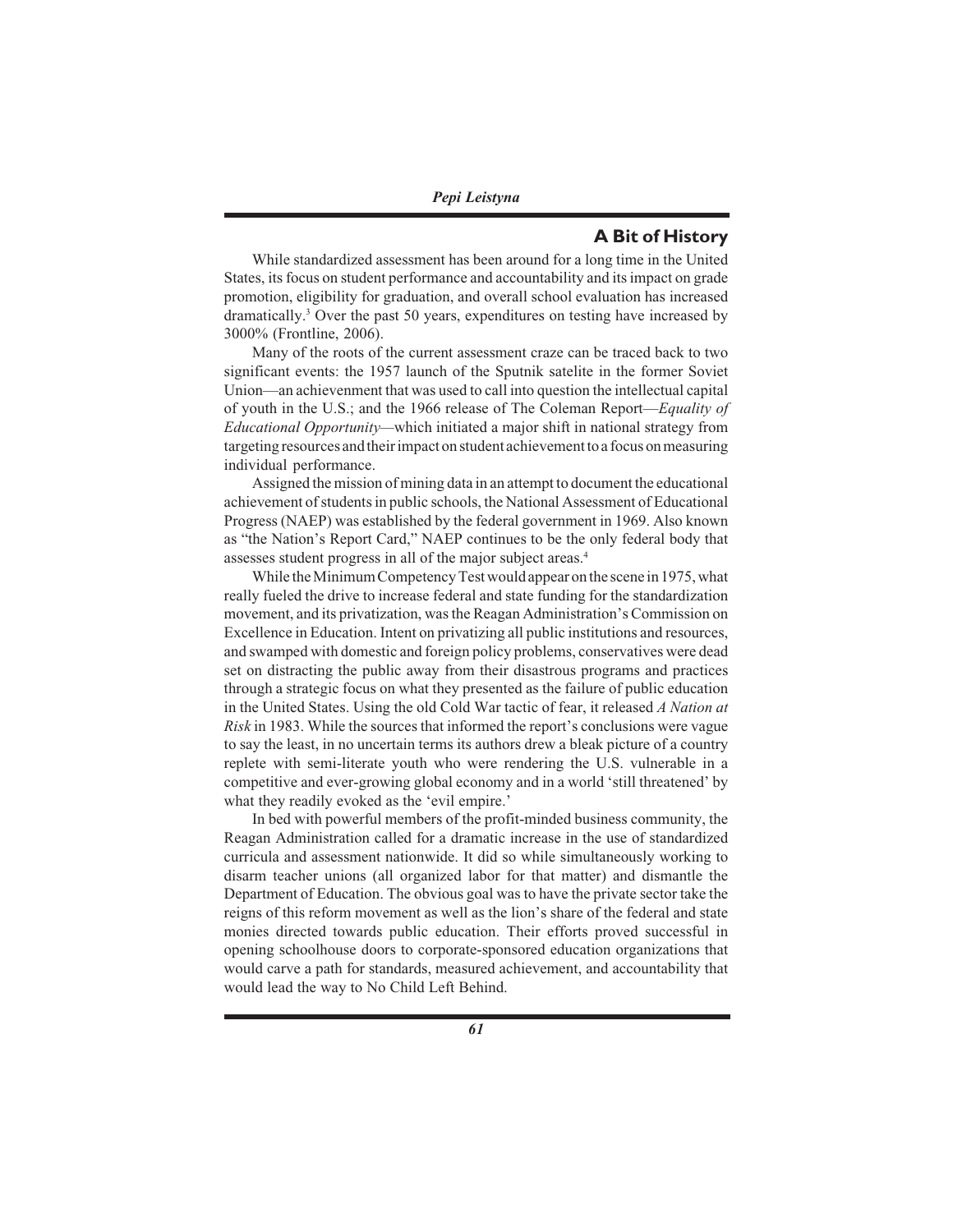## A Bit of History

While standardized assessment has been around for a long time in the United States, its focus on student performance and accountability and its impact on grade promotion, eligibility for graduation, and overall school evaluation has increased dramatically.[3] Over the past 50 years, expenditures on testing have increased by 3000% (Frontline, 2006).

Many of the roots of the current assessment craze can be traced back to two significant events: the 1957 launch of the Sputnik satelite in the former Soviet Union—an achievenment that was used to call into question the intellectual capital of youth in the U.S.; and the 1966 release of The Coleman Report—*Equality of Educational Opportunity*—which initiated a major shift in national strategy from targeting resources and their impact on student achievement to a focus on measuring individual performance.

Assigned the mission of mining data in an attempt to document the educational achievement of students in public schools, the National Assessment of Educational Progress (NAEP) was established by the federal government in 1969. Also known as "the Nation's Report Card," NAEP continues to be the only federal body that assesses student progress in all of the major subject areas.[4]

While the Minimum Competency Test would appear on the scene in 1975, what really fueled the drive to increase federal and state funding for the standardization movement, and its privatization, was the Reagan Administration's Commission on Excellence in Education. Intent on privatizing all public institutions and resources, and swamped with domestic and foreign policy problems, conservatives were dead set on distracting the public away from their disastrous programs and practices through a strategic focus on what they presented as the failure of public education in the United States. Using the old Cold War tactic of fear, it released *A Nation at Risk* in 1983. While the sources that informed the report's conclusions were vague to say the least, in no uncertain terms its authors drew a bleak picture of a country replete with semi-literate youth who were rendering the U.S. vulnerable in a competitive and ever-growing global economy and in a world 'still threatened' by what they readily evoked as the 'evil empire.'

In bed with powerful members of the profit-minded business community, the Reagan Administration called for a dramatic increase in the use of standardized curricula and assessment nationwide. It did so while simultaneously working to disarm teacher unions (all organized labor for that matter) and dismantle the Department of Education. The obvious goal was to have the private sector take the reigns of this reform movement as well as the lion's share of the federal and state monies directed towards public education. Their efforts proved successful in opening schoolhouse doors to corporate-sponsored education organizations that would carve a path for standards, measured achievement, and accountability that would lead the way to No Child Left Behind.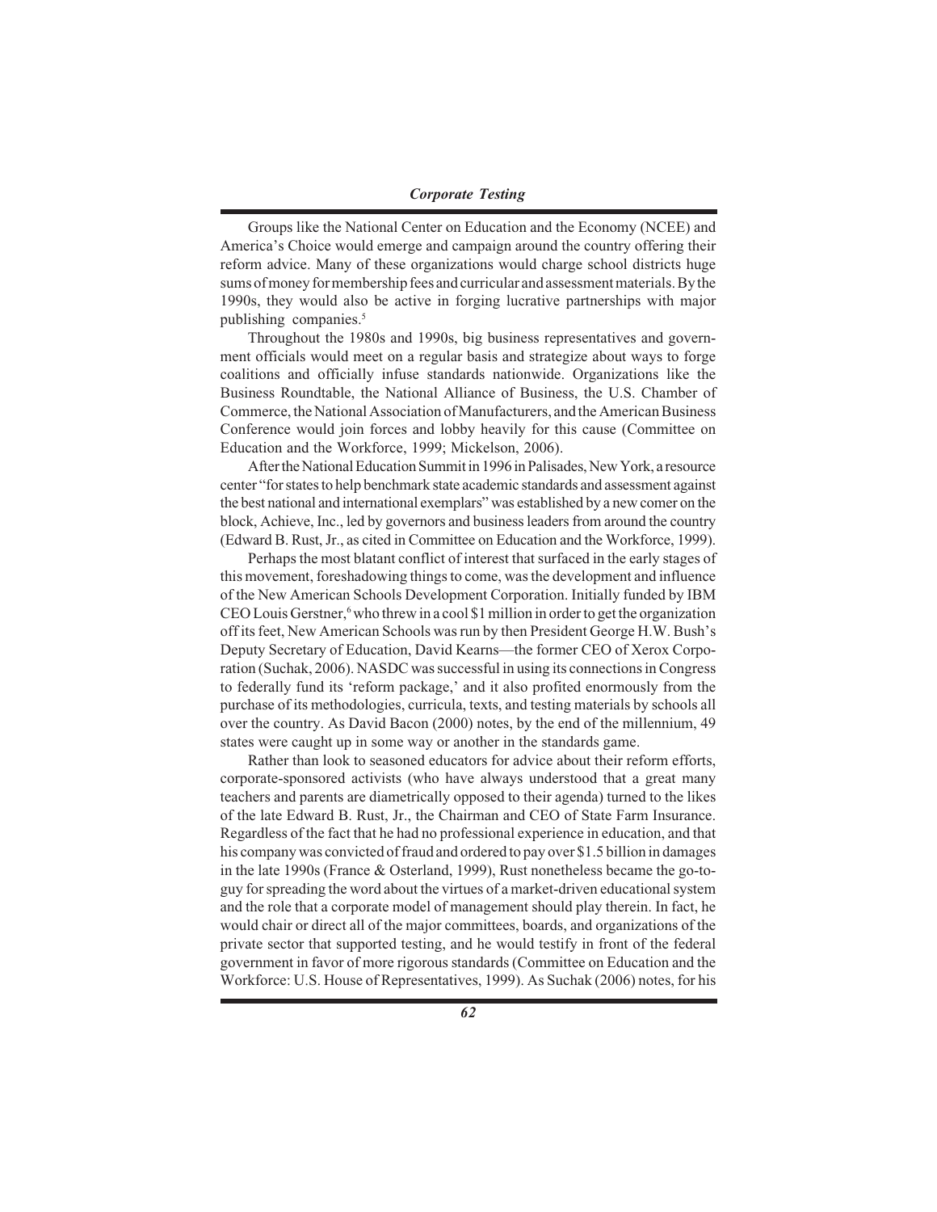Groups like the National Center on Education and the Economy (NCEE) and America's Choice would emerge and campaign around the country offering their reform advice. Many of these organizations would charge school districts huge sums of money for membership fees and curricular and assessment materials. By the 1990s, they would also be active in forging lucrative partnerships with major publishing companies.[5]

Throughout the 1980s and 1990s, big business representatives and government officials would meet on a regular basis and strategize about ways to forge coalitions and officially infuse standards nationwide. Organizations like the Business Roundtable, the National Alliance of Business, the U.S. Chamber of Commerce, the National Association of Manufacturers, and the American Business Conference would join forces and lobby heavily for this cause (Committee on Education and the Workforce, 1999; Mickelson, 2006).

After the National Education Summit in 1996 in Palisades, New York, a resource center "for states to help benchmark state academic standards and assessment against the best national and international exemplars" was established by a new comer on the block, Achieve, Inc., led by governors and business leaders from around the country (Edward B. Rust, Jr., as cited in Committee on Education and the Workforce, 1999).

Perhaps the most blatant conflict of interest that surfaced in the early stages of this movement, foreshadowing things to come, was the development and influence of the New American Schools Development Corporation. Initially funded by IBM CEO Louis Gerstner,[6] who threw in a cool $1 million in order to get the organization off its feet, New American Schools was run by then President George H.W. Bush's Deputy Secretary of Education, David Kearns—the former CEO of Xerox Corporation (Suchak, 2006). NASDC was successful in using its connections in Congress to federally fund its 'reform package,' and it also profited enormously from the purchase of its methodologies, curricula, texts, and testing materials by schools all over the country. As David Bacon (2000) notes, by the end of the millennium, 49 states were caught up in some way or another in the standards game.

Rather than look to seasoned educators for advice about their reform efforts, corporate-sponsored activists (who have always understood that a great many teachers and parents are diametrically opposed to their agenda) turned to the likes of the late Edward B. Rust, Jr., the Chairman and CEO of State Farm Insurance. Regardless of the fact that he had no professional experience in education, and that his company was convicted of fraud and ordered to pay over $1.5 billion in damages in the late 1990s (France & Osterland, 1999), Rust nonetheless became the go-to-guy for spreading the word about the virtues of a market-driven educational system and the role that a corporate model of management should play therein. In fact, he would chair or direct all of the major committees, boards, and organizations of the private sector that supported testing, and he would testify in front of the federal government in favor of more rigorous standards (Committee on Education and the Workforce: U.S. House of Representatives, 1999). As Suchak (2006) notes, for his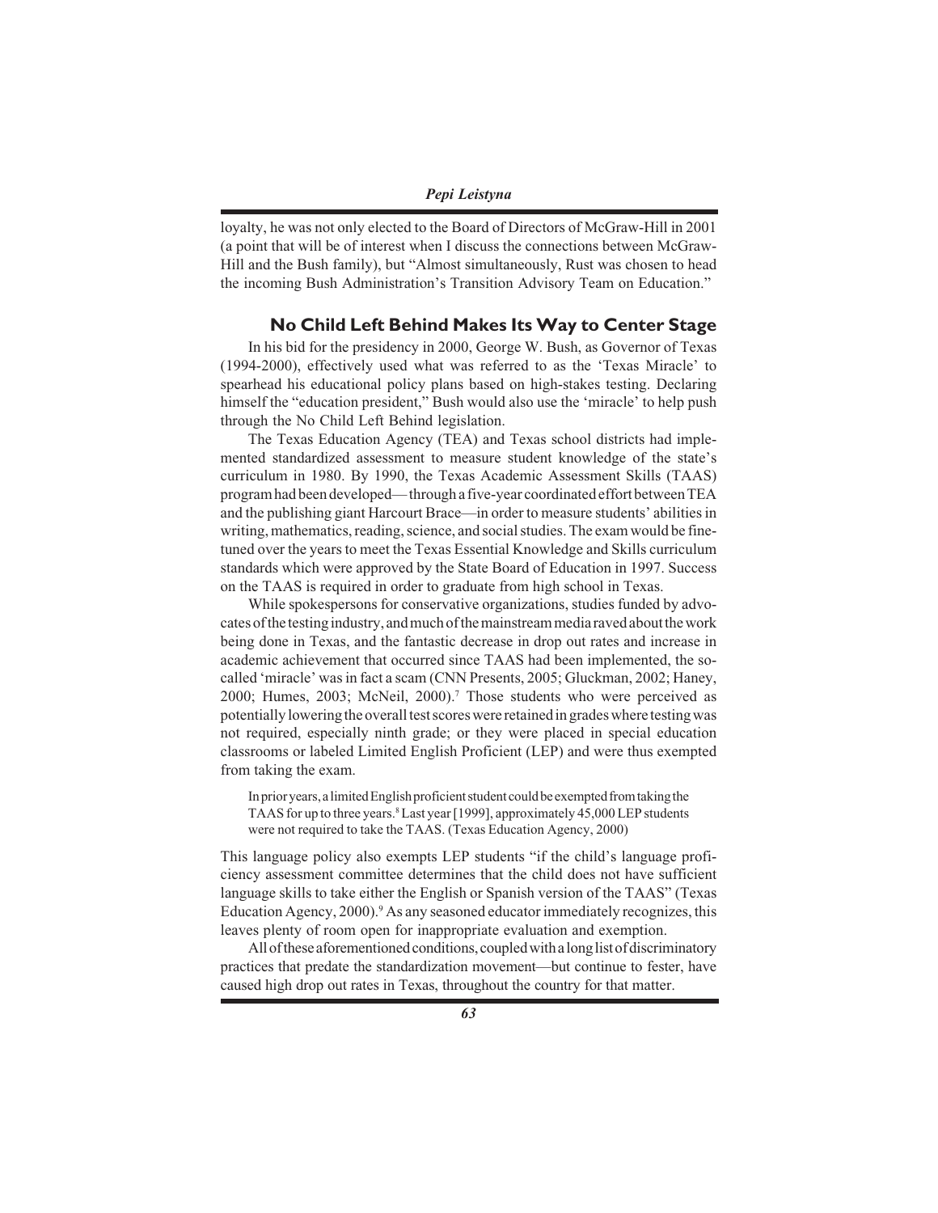loyalty, he was not only elected to the Board of Directors of McGraw-Hill in 2001 (a point that will be of interest when I discuss the connections between McGraw-Hill and the Bush family), but "Almost simultaneously, Rust was chosen to head the incoming Bush Administration's Transition Advisory Team on Education."

## No Child Left Behind Makes Its Way to Center Stage

In his bid for the presidency in 2000, George W. Bush, as Governor of Texas (1994-2000), effectively used what was referred to as the 'Texas Miracle' to spearhead his educational policy plans based on high-stakes testing. Declaring himself the "education president," Bush would also use the 'miracle' to help push through the No Child Left Behind legislation.

The Texas Education Agency (TEA) and Texas school districts had implemented standardized assessment to measure student knowledge of the state's curriculum in 1980. By 1990, the Texas Academic Assessment Skills (TAAS) program had been developed—through a five-year coordinated effort between TEA and the publishing giant Harcourt Brace—in order to measure students' abilities in writing, mathematics, reading, science, and social studies. The exam would be fine-tuned over the years to meet the Texas Essential Knowledge and Skills curriculum standards which were approved by the State Board of Education in 1997. Success on the TAAS is required in order to graduate from high school in Texas.

While spokespersons for conservative organizations, studies funded by advocates of the testing industry, and much of the mainstream media raved about the work being done in Texas, and the fantastic decrease in drop out rates and increase in academic achievement that occurred since TAAS had been implemented, the so-called 'miracle' was in fact a scam (CNN Presents, 2005; Gluckman, 2002; Haney, 2000; Humes, 2003; McNeil, 2000).[7] Those students who were perceived as potentially lowering the overall test scores were retained in grades where testing was not required, especially ninth grade; or they were placed in special education classrooms or labeled Limited English Proficient (LEP) and were thus exempted from taking the exam.

> In prior years, a limited English proficient student could be exempted from taking the TAAS for up to three years.[8] Last year [1999], approximately 45,000 LEP students were not required to take the TAAS. (Texas Education Agency, 2000)

This language policy also exempts LEP students "if the child's language proficiency assessment committee determines that the child does not have sufficient language skills to take either the English or Spanish version of the TAAS" (Texas Education Agency, 2000).[9] As any seasoned educator immediately recognizes, this leaves plenty of room open for inappropriate evaluation and exemption.

All of these aforementioned conditions, coupled with a long list of discriminatory practices that predate the standardization movement—but continue to fester, have caused high drop out rates in Texas, throughout the country for that matter.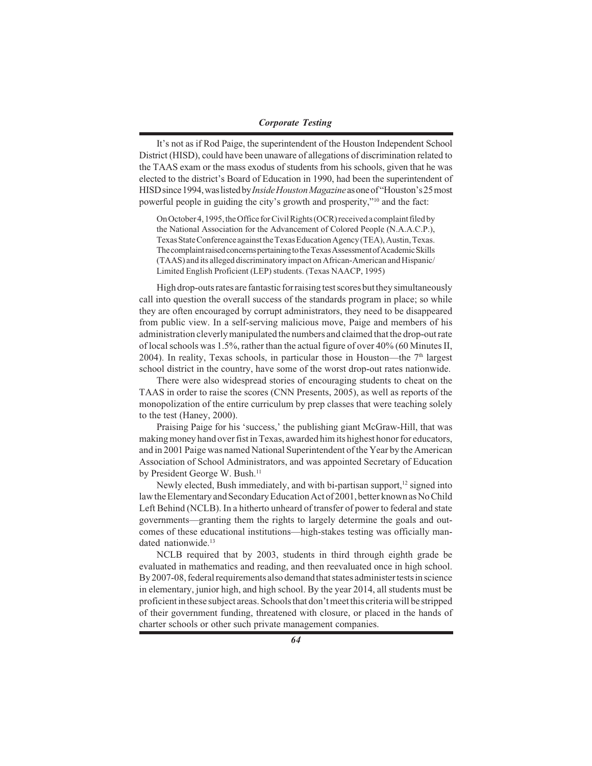It's not as if Rod Paige, the superintendent of the Houston Independent School District (HISD), could have been unaware of allegations of discrimination related to the TAAS exam or the mass exodus of students from his schools, given that he was elected to the district's Board of Education in 1990, had been the superintendent of HISD since 1994, was listed by *Inside Houston Magazine* as one of "Houston's 25 most powerful people in guiding the city's growth and prosperity,"[10] and the fact:

> On October 4, 1995, the Office for Civil Rights (OCR) received a complaint filed by the National Association for the Advancement of Colored People (N.A.A.C.P.), Texas State Conference against the Texas Education Agency (TEA), Austin, Texas. The complaint raised concerns pertaining to the Texas Assessment of Academic Skills (TAAS) and its alleged discriminatory impact on African-American and Hispanic/ Limited English Proficient (LEP) students. (Texas NAACP, 1995)

High drop-outs rates are fantastic for raising test scores but they simultaneously call into question the overall success of the standards program in place; so while they are often encouraged by corrupt administrators, they need to be disappeared from public view. In a self-serving malicious move, Paige and members of his administration cleverly manipulated the numbers and claimed that the drop-out rate of local schools was 1.5%, rather than the actual figure of over 40% (60 Minutes II, 2004). In reality, Texas schools, in particular those in Houston—the 7th largest school district in the country, have some of the worst drop-out rates nationwide.

There were also widespread stories of encouraging students to cheat on the TAAS in order to raise the scores (CNN Presents, 2005), as well as reports of the monopolization of the entire curriculum by prep classes that were teaching solely to the test (Haney, 2000).

Praising Paige for his 'success,' the publishing giant McGraw-Hill, that was making money hand over fist in Texas, awarded him its highest honor for educators, and in 2001 Paige was named National Superintendent of the Year by the American Association of School Administrators, and was appointed Secretary of Education by President George W. Bush.[11]

Newly elected, Bush immediately, and with bi-partisan support,[12] signed into law the Elementary and Secondary Education Act of 2001, better known as No Child Left Behind (NCLB). In a hitherto unheard of transfer of power to federal and state governments—granting them the rights to largely determine the goals and outcomes of these educational institutions—high-stakes testing was officially mandated nationwide.[13]

NCLB required that by 2003, students in third through eighth grade be evaluated in mathematics and reading, and then reevaluated once in high school. By 2007-08, federal requirements also demand that states administer tests in science in elementary, junior high, and high school. By the year 2014, all students must be proficient in these subject areas. Schools that don't meet this criteria will be stripped of their government funding, threatened with closure, or placed in the hands of charter schools or other such private management companies.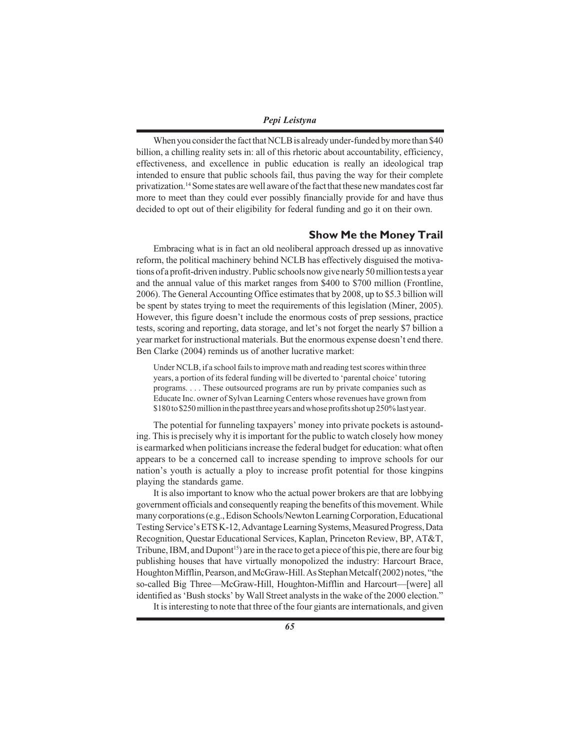When you consider the fact that NCLB is already under-funded by more than $40 billion, a chilling reality sets in: all of this rhetoric about accountability, efficiency, effectiveness, and excellence in public education is really an ideological trap intended to ensure that public schools fail, thus paving the way for their complete privatization.[14] Some states are well aware of the fact that these new mandates cost far more to meet than they could ever possibly financially provide for and have thus decided to opt out of their eligibility for federal funding and go it on their own.

## Show Me the Money Trail

Embracing what is in fact an old neoliberal approach dressed up as innovative reform, the political machinery behind NCLB has effectively disguised the motivations of a profit-driven industry. Public schools now give nearly 50 million tests a year and the annual value of this market ranges from $400 to $700 million (Frontline, 2006). The General Accounting Office estimates that by 2008, up to $5.3 billion will be spent by states trying to meet the requirements of this legislation (Miner, 2005). However, this figure doesn't include the enormous costs of prep sessions, practice tests, scoring and reporting, data storage, and let's not forget the nearly $7 billion a year market for instructional materials. But the enormous expense doesn't end there. Ben Clarke (2004) reminds us of another lucrative market:

> Under NCLB, if a school fails to improve math and reading test scores within three years, a portion of its federal funding will be diverted to 'parental choice' tutoring programs. . . . These outsourced programs are run by private companies such as Educate Inc. owner of Sylvan Learning Centers whose revenues have grown from $180 to $250 million in the past three years and whose profits shot up 250% last year.

The potential for funneling taxpayers' money into private pockets is astounding. This is precisely why it is important for the public to watch closely how money is earmarked when politicians increase the federal budget for education: what often appears to be a concerned call to increase spending to improve schools for our nation's youth is actually a ploy to increase profit potential for those kingpins playing the standards game.

It is also important to know who the actual power brokers are that are lobbying government officials and consequently reaping the benefits of this movement. While many corporations (e.g., Edison Schools/Newton Learning Corporation, Educational Testing Service's ETS K-12, Advantage Learning Systems, Measured Progress, Data Recognition, Questar Educational Services, Kaplan, Princeton Review, BP, AT&T, Tribune, IBM, and Dupont[15]) are in the race to get a piece of this pie, there are four big publishing houses that have virtually monopolized the industry: Harcourt Brace, Houghton Mifflin, Pearson, and McGraw-Hill. As Stephan Metcalf (2002) notes, "the so-called Big Three—McGraw-Hill, Houghton-Mifflin and Harcourt—[were] all identified as 'Bush stocks' by Wall Street analysts in the wake of the 2000 election."

It is interesting to note that three of the four giants are internationals, and given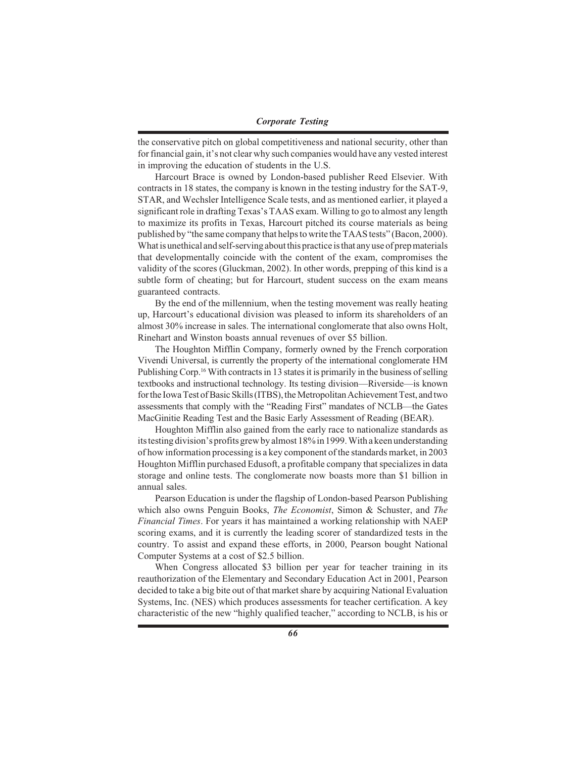the conservative pitch on global competitiveness and national security, other than for financial gain, it's not clear why such companies would have any vested interest in improving the education of students in the U.S.

Harcourt Brace is owned by London-based publisher Reed Elsevier. With contracts in 18 states, the company is known in the testing industry for the SAT-9, STAR, and Wechsler Intelligence Scale tests, and as mentioned earlier, it played a significant role in drafting Texas's TAAS exam. Willing to go to almost any length to maximize its profits in Texas, Harcourt pitched its course materials as being published by "the same company that helps to write the TAAS tests" (Bacon, 2000). What is unethical and self-serving about this practice is that any use of prep materials that developmentally coincide with the content of the exam, compromises the validity of the scores (Gluckman, 2002). In other words, prepping of this kind is a subtle form of cheating; but for Harcourt, student success on the exam means guaranteed contracts.

By the end of the millennium, when the testing movement was really heating up, Harcourt's educational division was pleased to inform its shareholders of an almost 30% increase in sales. The international conglomerate that also owns Holt, Rinehart and Winston boasts annual revenues of over \$5 billion.

The Houghton Mifflin Company, formerly owned by the French corporation Vivendi Universal, is currently the property of the international conglomerate HM Publishing Corp.[16] With contracts in 13 states it is primarily in the business of selling textbooks and instructional technology. Its testing division—Riverside—is known for the Iowa Test of Basic Skills (ITBS), the Metropolitan Achievement Test, and two assessments that comply with the "Reading First" mandates of NCLB—the Gates MacGinitie Reading Test and the Basic Early Assessment of Reading (BEAR).

Houghton Mifflin also gained from the early race to nationalize standards as its testing division's profits grew by almost 18% in 1999. With a keen understanding of how information processing is a key component of the standards market, in 2003 Houghton Mifflin purchased Edusoft, a profitable company that specializes in data storage and online tests. The conglomerate now boasts more than \$1 billion in annual sales.

Pearson Education is under the flagship of London-based Pearson Publishing which also owns Penguin Books, *The Economist*, Simon & Schuster, and *The Financial Times*. For years it has maintained a working relationship with NAEP scoring exams, and it is currently the leading scorer of standardized tests in the country. To assist and expand these efforts, in 2000, Pearson bought National Computer Systems at a cost of \$2.5 billion.

When Congress allocated \$3 billion per year for teacher training in its reauthorization of the Elementary and Secondary Education Act in 2001, Pearson decided to take a big bite out of that market share by acquiring National Evaluation Systems, Inc. (NES) which produces assessments for teacher certification. A key characteristic of the new "highly qualified teacher," according to NCLB, is his or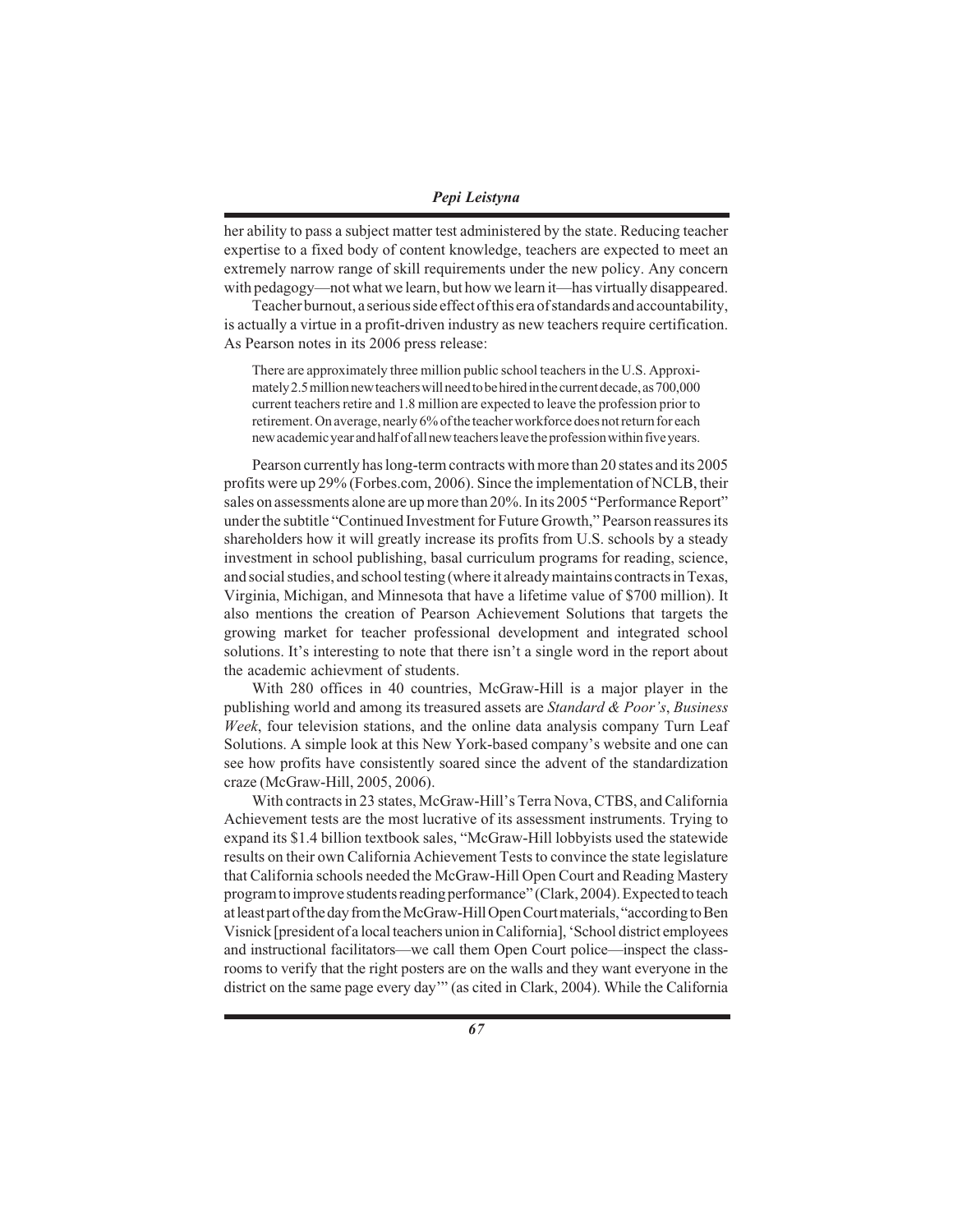her ability to pass a subject matter test administered by the state. Reducing teacher expertise to a fixed body of content knowledge, teachers are expected to meet an extremely narrow range of skill requirements under the new policy. Any concern with pedagogy—not what we learn, but how we learn it—has virtually disappeared.

Teacher burnout, a serious side effect of this era of standards and accountability, is actually a virtue in a profit-driven industry as new teachers require certification. As Pearson notes in its 2006 press release:

> There are approximately three million public school teachers in the U.S. Approximately 2.5 million new teachers will need to be hired in the current decade, as 700,000 current teachers retire and 1.8 million are expected to leave the profession prior to retirement. On average, nearly 6% of the teacher workforce does not return for each new academic year and half of all new teachers leave the profession within five years.

Pearson currently has long-term contracts with more than 20 states and its 2005 profits were up 29% (Forbes.com, 2006). Since the implementation of NCLB, their sales on assessments alone are up more than 20%. In its 2005 "Performance Report" under the subtitle "Continued Investment for Future Growth," Pearson reassures its shareholders how it will greatly increase its profits from U.S. schools by a steady investment in school publishing, basal curriculum programs for reading, science, and social studies, and school testing (where it already maintains contracts in Texas, Virginia, Michigan, and Minnesota that have a lifetime value of $700 million). It also mentions the creation of Pearson Achievement Solutions that targets the growing market for teacher professional development and integrated school solutions. It's interesting to note that there isn't a single word in the report about the academic achievment of students.

With 280 offices in 40 countries, McGraw-Hill is a major player in the publishing world and among its treasured assets are *Standard & Poor's*, *Business Week*, four television stations, and the online data analysis company Turn Leaf Solutions. A simple look at this New York-based company's website and one can see how profits have consistently soared since the advent of the standardization craze (McGraw-Hill, 2005, 2006).

With contracts in 23 states, McGraw-Hill's Terra Nova, CTBS, and California Achievement tests are the most lucrative of its assessment instruments. Trying to expand its $1.4 billion textbook sales, "McGraw-Hill lobbyists used the statewide results on their own California Achievement Tests to convince the state legislature that California schools needed the McGraw-Hill Open Court and Reading Mastery program to improve students reading performance" (Clark, 2004). Expected to teach at least part of the day from the McGraw-Hill Open Court materials, "according to Ben Visnick [president of a local teachers union in California], 'School district employees and instructional facilitators—we call them Open Court police—inspect the classrooms to verify that the right posters are on the walls and they want everyone in the district on the same page every day'" (as cited in Clark, 2004). While the California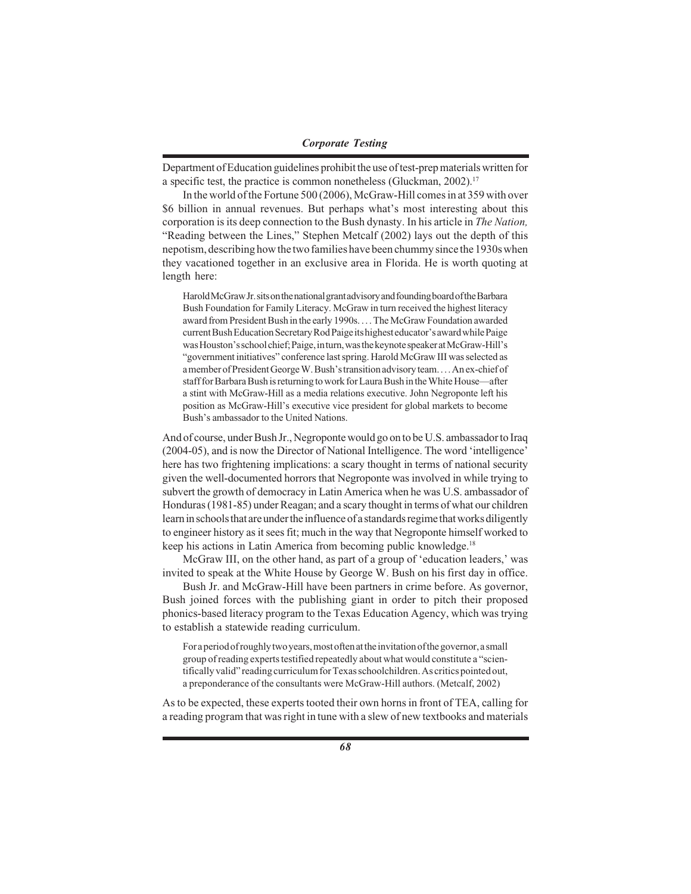Department of Education guidelines prohibit the use of test-prep materials written for a specific test, the practice is common nonetheless (Gluckman, 2002).[17]

In the world of the Fortune 500 (2006), McGraw-Hill comes in at 359 with over $6 billion in annual revenues. But perhaps what's most interesting about this corporation is its deep connection to the Bush dynasty. In his article in *The Nation,* "Reading between the Lines," Stephen Metcalf (2002) lays out the depth of this nepotism, describing how the two families have been chummy since the 1930s when they vacationed together in an exclusive area in Florida. He is worth quoting at length here:

> Harold McGraw Jr. sits on the national grant advisory and founding board of the Barbara Bush Foundation for Family Literacy. McGraw in turn received the highest literacy award from President Bush in the early 1990s. . . . The McGraw Foundation awarded current Bush Education Secretary Rod Paige its highest educator's award while Paige was Houston's school chief; Paige, in turn, was the keynote speaker at McGraw-Hill's "government initiatives" conference last spring. Harold McGraw III was selected as a member of President George W. Bush's transition advisory team. . . . An ex-chief of staff for Barbara Bush is returning to work for Laura Bush in the White House—after a stint with McGraw-Hill as a media relations executive. John Negroponte left his position as McGraw-Hill's executive vice president for global markets to become Bush's ambassador to the United Nations.

And of course, under Bush Jr., Negroponte would go on to be U.S. ambassador to Iraq (2004-05), and is now the Director of National Intelligence. The word 'intelligence' here has two frightening implications: a scary thought in terms of national security given the well-documented horrors that Negroponte was involved in while trying to subvert the growth of democracy in Latin America when he was U.S. ambassador of Honduras (1981-85) under Reagan; and a scary thought in terms of what our children learn in schools that are under the influence of a standards regime that works diligently to engineer history as it sees fit; much in the way that Negroponte himself worked to keep his actions in Latin America from becoming public knowledge.[18]

McGraw III, on the other hand, as part of a group of 'education leaders,' was invited to speak at the White House by George W. Bush on his first day in office.

Bush Jr. and McGraw-Hill have been partners in crime before. As governor, Bush joined forces with the publishing giant in order to pitch their proposed phonics-based literacy program to the Texas Education Agency, which was trying to establish a statewide reading curriculum.

> For a period of roughly two years, most often at the invitation of the governor, a small group of reading experts testified repeatedly about what would constitute a "scientifically valid" reading curriculum for Texas schoolchildren. As critics pointed out, a preponderance of the consultants were McGraw-Hill authors. (Metcalf, 2002)

As to be expected, these experts tooted their own horns in front of TEA, calling for a reading program that was right in tune with a slew of new textbooks and materials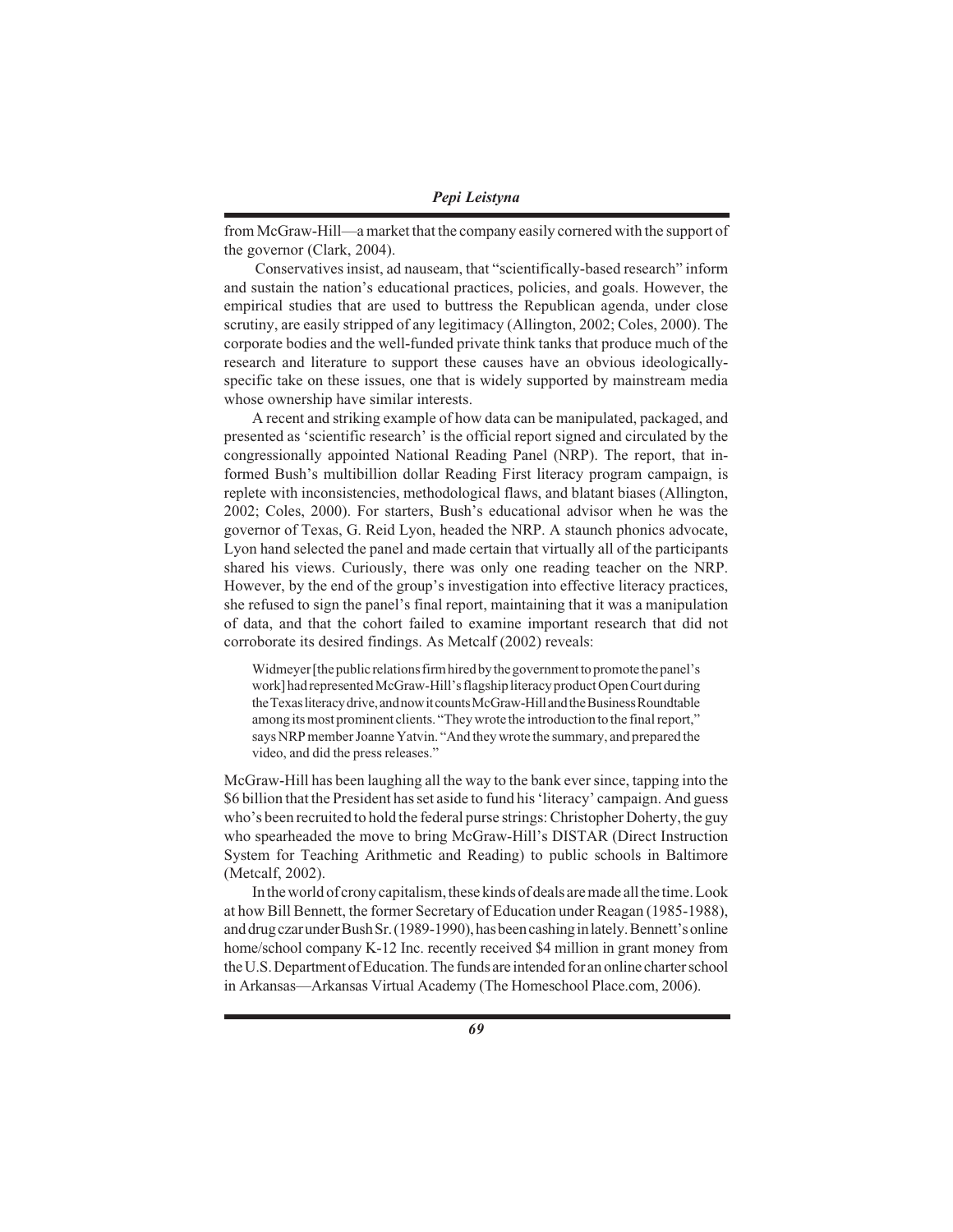from McGraw-Hill—a market that the company easily cornered with the support of the governor (Clark, 2004).

Conservatives insist, ad nauseam, that "scientifically-based research" inform and sustain the nation's educational practices, policies, and goals. However, the empirical studies that are used to buttress the Republican agenda, under close scrutiny, are easily stripped of any legitimacy (Allington, 2002; Coles, 2000). The corporate bodies and the well-funded private think tanks that produce much of the research and literature to support these causes have an obvious ideologically-specific take on these issues, one that is widely supported by mainstream media whose ownership have similar interests.

A recent and striking example of how data can be manipulated, packaged, and presented as 'scientific research' is the official report signed and circulated by the congressionally appointed National Reading Panel (NRP). The report, that informed Bush's multibillion dollar Reading First literacy program campaign, is replete with inconsistencies, methodological flaws, and blatant biases (Allington, 2002; Coles, 2000). For starters, Bush's educational advisor when he was the governor of Texas, G. Reid Lyon, headed the NRP. A staunch phonics advocate, Lyon hand selected the panel and made certain that virtually all of the participants shared his views. Curiously, there was only one reading teacher on the NRP. However, by the end of the group's investigation into effective literacy practices, she refused to sign the panel's final report, maintaining that it was a manipulation of data, and that the cohort failed to examine important research that did not corroborate its desired findings. As Metcalf (2002) reveals:

> Widmeyer [the public relations firm hired by the government to promote the panel's work] had represented McGraw-Hill's flagship literacy product Open Court during the Texas literacy drive, and now it counts McGraw-Hill and the Business Roundtable among its most prominent clients. "They wrote the introduction to the final report," says NRP member Joanne Yatvin. "And they wrote the summary, and prepared the video, and did the press releases."

McGraw-Hill has been laughing all the way to the bank ever since, tapping into the $6 billion that the President has set aside to fund his 'literacy' campaign. And guess who's been recruited to hold the federal purse strings: Christopher Doherty, the guy who spearheaded the move to bring McGraw-Hill's DISTAR (Direct Instruction System for Teaching Arithmetic and Reading) to public schools in Baltimore (Metcalf, 2002).

In the world of crony capitalism, these kinds of deals are made all the time. Look at how Bill Bennett, the former Secretary of Education under Reagan (1985-1988), and drug czar under Bush Sr. (1989-1990), has been cashing in lately. Bennett's online home/school company K-12 Inc. recently received $4 million in grant money from the U.S. Department of Education. The funds are intended for an online charter school in Arkansas—Arkansas Virtual Academy (The Homeschool Place.com, 2006).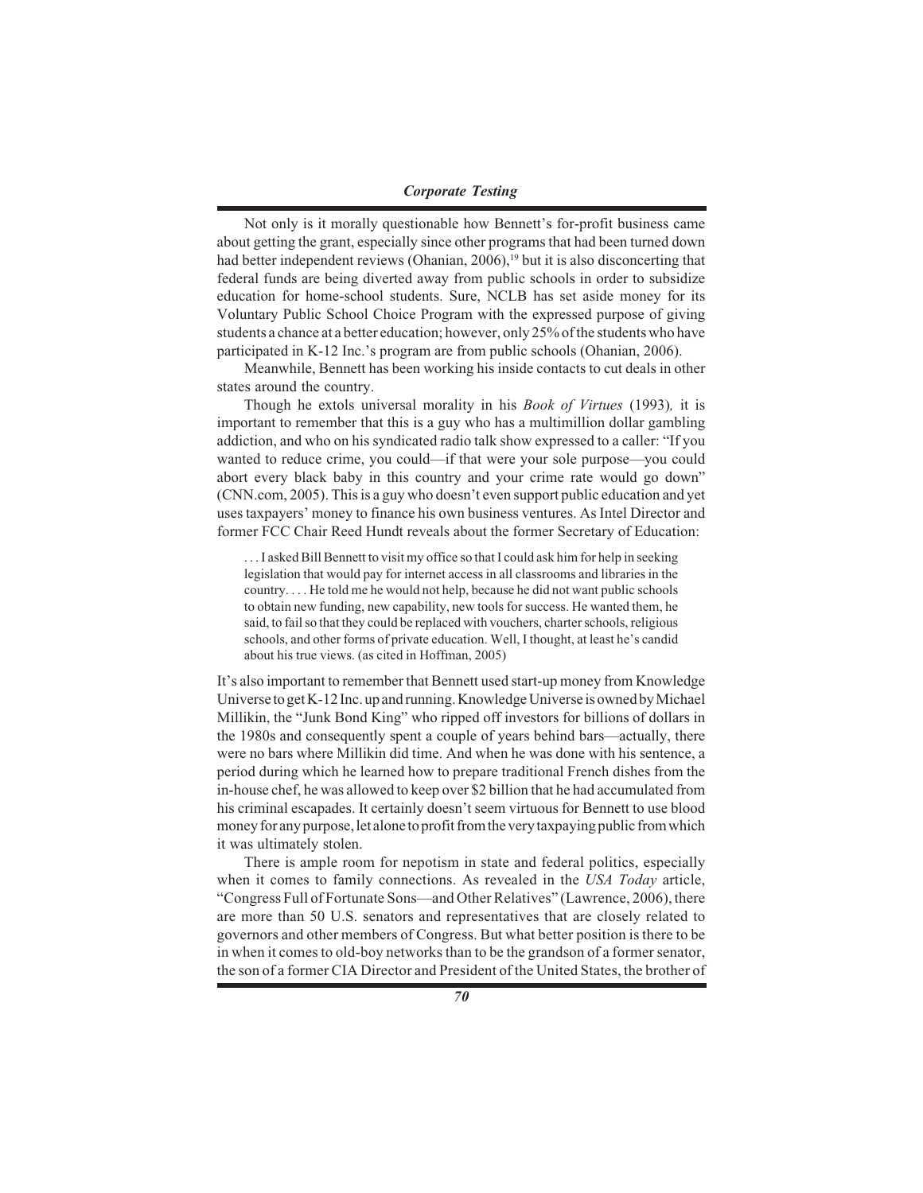Not only is it morally questionable how Bennett's for-profit business came about getting the grant, especially since other programs that had been turned down had better independent reviews (Ohanian, 2006),[19] but it is also disconcerting that federal funds are being diverted away from public schools in order to subsidize education for home-school students. Sure, NCLB has set aside money for its Voluntary Public School Choice Program with the expressed purpose of giving students a chance at a better education; however, only 25% of the students who have participated in K-12 Inc.'s program are from public schools (Ohanian, 2006).

Meanwhile, Bennett has been working his inside contacts to cut deals in other states around the country.

Though he extols universal morality in his *Book of Virtues* (1993), it is important to remember that this is a guy who has a multimillion dollar gambling addiction, and who on his syndicated radio talk show expressed to a caller: "If you wanted to reduce crime, you could—if that were your sole purpose—you could abort every black baby in this country and your crime rate would go down" (CNN.com, 2005). This is a guy who doesn't even support public education and yet uses taxpayers' money to finance his own business ventures. As Intel Director and former FCC Chair Reed Hundt reveals about the former Secretary of Education:

> . . . I asked Bill Bennett to visit my office so that I could ask him for help in seeking legislation that would pay for internet access in all classrooms and libraries in the country. . . . He told me he would not help, because he did not want public schools to obtain new funding, new capability, new tools for success. He wanted them, he said, to fail so that they could be replaced with vouchers, charter schools, religious schools, and other forms of private education. Well, I thought, at least he's candid about his true views. (as cited in Hoffman, 2005)

It's also important to remember that Bennett used start-up money from Knowledge Universe to get K-12 Inc. up and running. Knowledge Universe is owned by Michael Millikin, the "Junk Bond King" who ripped off investors for billions of dollars in the 1980s and consequently spent a couple of years behind bars—actually, there were no bars where Millikin did time. And when he was done with his sentence, a period during which he learned how to prepare traditional French dishes from the in-house chef, he was allowed to keep over $2 billion that he had accumulated from his criminal escapades. It certainly doesn't seem virtuous for Bennett to use blood money for any purpose, let alone to profit from the very taxpaying public from which it was ultimately stolen.

There is ample room for nepotism in state and federal politics, especially when it comes to family connections. As revealed in the *USA Today* article, "Congress Full of Fortunate Sons—and Other Relatives" (Lawrence, 2006), there are more than 50 U.S. senators and representatives that are closely related to governors and other members of Congress. But what better position is there to be in when it comes to old-boy networks than to be the grandson of a former senator, the son of a former CIA Director and President of the United States, the brother of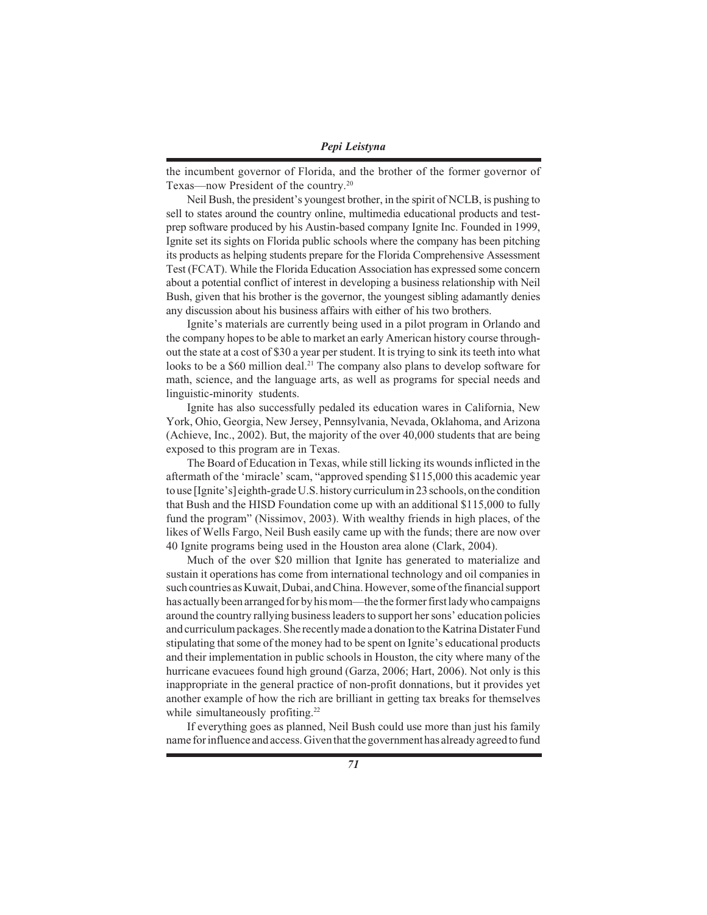the incumbent governor of Florida, and the brother of the former governor of Texas—now President of the country.[20]

Neil Bush, the president's youngest brother, in the spirit of NCLB, is pushing to sell to states around the country online, multimedia educational products and test-prep software produced by his Austin-based company Ignite Inc. Founded in 1999, Ignite set its sights on Florida public schools where the company has been pitching its products as helping students prepare for the Florida Comprehensive Assessment Test (FCAT). While the Florida Education Association has expressed some concern about a potential conflict of interest in developing a business relationship with Neil Bush, given that his brother is the governor, the youngest sibling adamantly denies any discussion about his business affairs with either of his two brothers.

Ignite's materials are currently being used in a pilot program in Orlando and the company hopes to be able to market an early American history course throughout the state at a cost of $30 a year per student. It is trying to sink its teeth into what looks to be a $60 million deal.[21] The company also plans to develop software for math, science, and the language arts, as well as programs for special needs and linguistic-minority students.

Ignite has also successfully pedaled its education wares in California, New York, Ohio, Georgia, New Jersey, Pennsylvania, Nevada, Oklahoma, and Arizona (Achieve, Inc., 2002). But, the majority of the over 40,000 students that are being exposed to this program are in Texas.

The Board of Education in Texas, while still licking its wounds inflicted in the aftermath of the 'miracle' scam, "approved spending $115,000 this academic year to use [Ignite's] eighth-grade U.S. history curriculum in 23 schools, on the condition that Bush and the HISD Foundation come up with an additional $115,000 to fully fund the program" (Nissimov, 2003). With wealthy friends in high places, of the likes of Wells Fargo, Neil Bush easily came up with the funds; there are now over 40 Ignite programs being used in the Houston area alone (Clark, 2004).

Much of the over $20 million that Ignite has generated to materialize and sustain it operations has come from international technology and oil companies in such countries as Kuwait, Dubai, and China. However, some of the financial support has actually been arranged for by his mom—the the former first lady who campaigns around the country rallying business leaders to support her sons' education policies and curriculum packages. She recently made a donation to the Katrina Distater Fund stipulating that some of the money had to be spent on Ignite's educational products and their implementation in public schools in Houston, the city where many of the hurricane evacuees found high ground (Garza, 2006; Hart, 2006). Not only is this inappropriate in the general practice of non-profit donnations, but it provides yet another example of how the rich are brilliant in getting tax breaks for themselves while simultaneously profiting.[22]

If everything goes as planned, Neil Bush could use more than just his family name for influence and access. Given that the government has already agreed to fund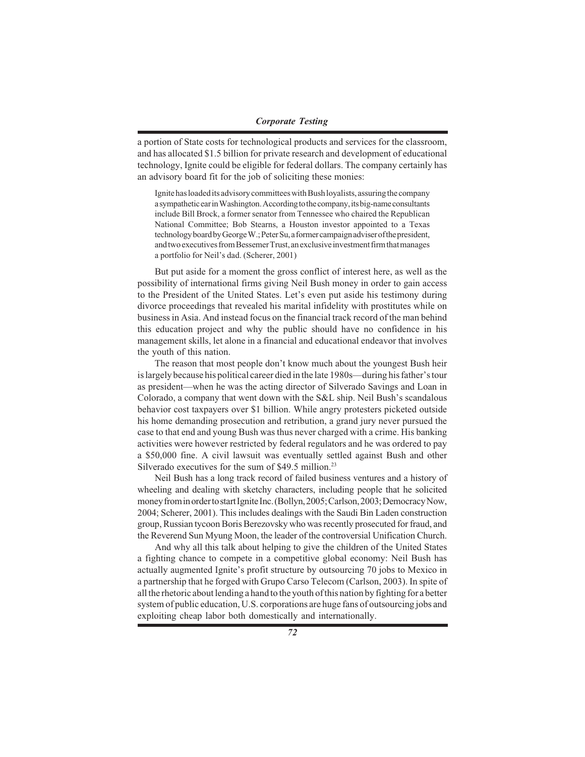a portion of State costs for technological products and services for the classroom, and has allocated $1.5 billion for private research and development of educational technology, Ignite could be eligible for federal dollars. The company certainly has an advisory board fit for the job of soliciting these monies:

> Ignite has loaded its advisory committees with Bush loyalists, assuring the company a sympathetic ear in Washington. According to the company, its big-name consultants include Bill Brock, a former senator from Tennessee who chaired the Republican National Committee; Bob Stearns, a Houston investor appointed to a Texas technology board by George W.; Peter Su, a former campaign adviser of the president, and two executives from Bessemer Trust, an exclusive investment firm that manages a portfolio for Neil's dad. (Scherer, 2001)

But put aside for a moment the gross conflict of interest here, as well as the possibility of international firms giving Neil Bush money in order to gain access to the President of the United States. Let's even put aside his testimony during divorce proceedings that revealed his marital infidelity with prostitutes while on business in Asia. And instead focus on the financial track record of the man behind this education project and why the public should have no confidence in his management skills, let alone in a financial and educational endeavor that involves the youth of this nation.

The reason that most people don't know much about the youngest Bush heir is largely because his political career died in the late 1980s—during his father's tour as president—when he was the acting director of Silverado Savings and Loan in Colorado, a company that went down with the S&L ship. Neil Bush's scandalous behavior cost taxpayers over $1 billion. While angry protesters picketed outside his home demanding prosecution and retribution, a grand jury never pursued the case to that end and young Bush was thus never charged with a crime. His banking activities were however restricted by federal regulators and he was ordered to pay a $50,000 fine. A civil lawsuit was eventually settled against Bush and other Silverado executives for the sum of $49.5 million.[23]

Neil Bush has a long track record of failed business ventures and a history of wheeling and dealing with sketchy characters, including people that he solicited money from in order to start Ignite Inc. (Bollyn, 2005; Carlson, 2003; Democracy Now, 2004; Scherer, 2001). This includes dealings with the Saudi Bin Laden construction group, Russian tycoon Boris Berezovsky who was recently prosecuted for fraud, and the Reverend Sun Myung Moon, the leader of the controversial Unification Church.

And why all this talk about helping to give the children of the United States a fighting chance to compete in a competitive global economy: Neil Bush has actually augmented Ignite's profit structure by outsourcing 70 jobs to Mexico in a partnership that he forged with Grupo Carso Telecom (Carlson, 2003). In spite of all the rhetoric about lending a hand to the youth of this nation by fighting for a better system of public education, U.S. corporations are huge fans of outsourcing jobs and exploiting cheap labor both domestically and internationally.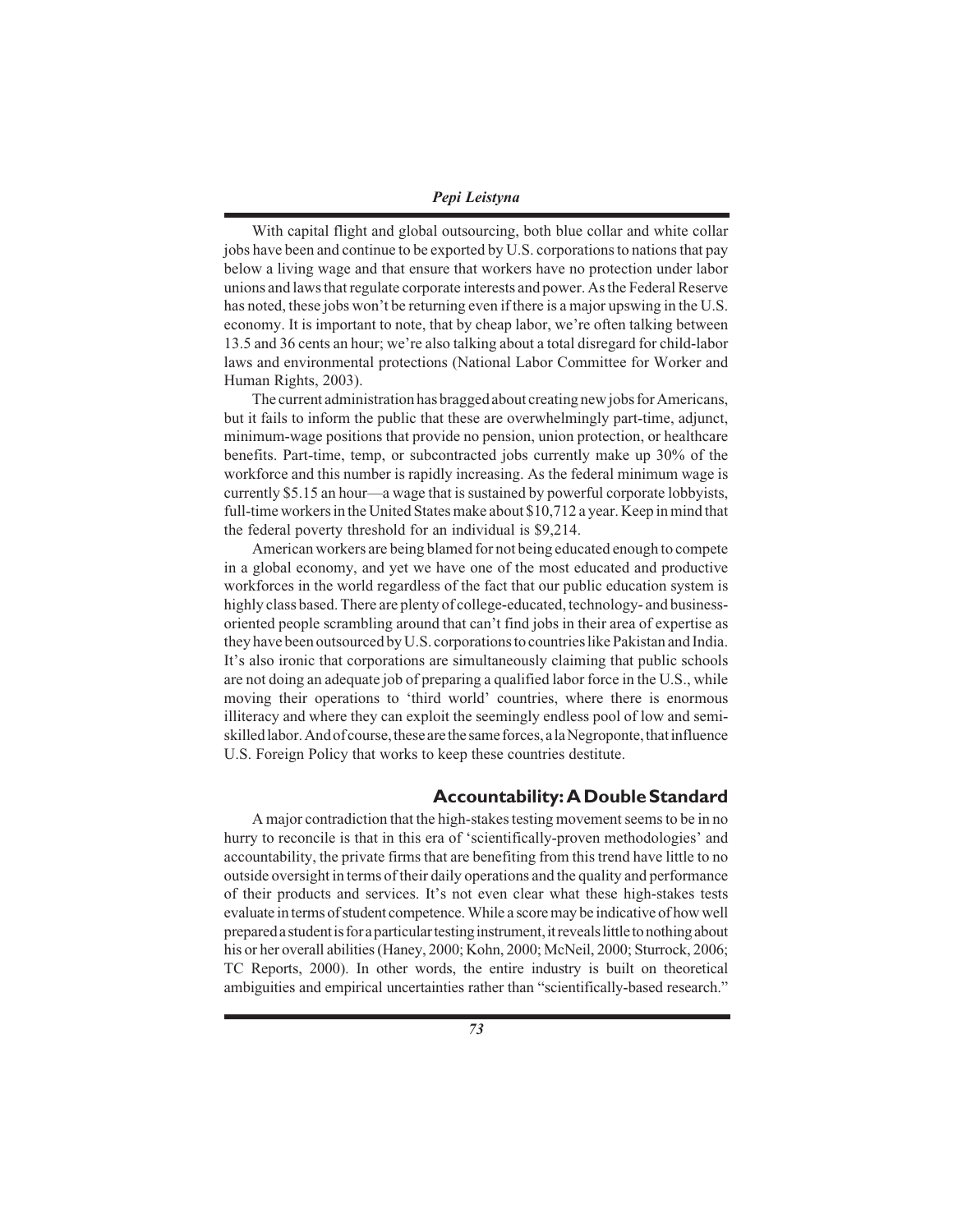With capital flight and global outsourcing, both blue collar and white collar jobs have been and continue to be exported by U.S. corporations to nations that pay below a living wage and that ensure that workers have no protection under labor unions and laws that regulate corporate interests and power. As the Federal Reserve has noted, these jobs won't be returning even if there is a major upswing in the U.S. economy. It is important to note, that by cheap labor, we're often talking between 13.5 and 36 cents an hour; we're also talking about a total disregard for child-labor laws and environmental protections (National Labor Committee for Worker and Human Rights, 2003).

The current administration has bragged about creating new jobs for Americans, but it fails to inform the public that these are overwhelmingly part-time, adjunct, minimum-wage positions that provide no pension, union protection, or healthcare benefits. Part-time, temp, or subcontracted jobs currently make up 30% of the workforce and this number is rapidly increasing. As the federal minimum wage is currently \$5.15 an hour—a wage that is sustained by powerful corporate lobbyists, full-time workers in the United States make about \$10,712 a year. Keep in mind that the federal poverty threshold for an individual is \$9,214.

American workers are being blamed for not being educated enough to compete in a global economy, and yet we have one of the most educated and productive workforces in the world regardless of the fact that our public education system is highly class based. There are plenty of college-educated, technology- and business-oriented people scrambling around that can't find jobs in their area of expertise as they have been outsourced by U.S. corporations to countries like Pakistan and India. It's also ironic that corporations are simultaneously claiming that public schools are not doing an adequate job of preparing a qualified labor force in the U.S., while moving their operations to 'third world' countries, where there is enormous illiteracy and where they can exploit the seemingly endless pool of low and semi-skilled labor. And of course, these are the same forces, a la Negroponte, that influence U.S. Foreign Policy that works to keep these countries destitute.

## Accountability: A Double Standard

A major contradiction that the high-stakes testing movement seems to be in no hurry to reconcile is that in this era of 'scientifically-proven methodologies' and accountability, the private firms that are benefiting from this trend have little to no outside oversight in terms of their daily operations and the quality and performance of their products and services. It's not even clear what these high-stakes tests evaluate in terms of student competence. While a score may be indicative of how well prepared a student is for a particular testing instrument, it reveals little to nothing about his or her overall abilities (Haney, 2000; Kohn, 2000; McNeil, 2000; Sturrock, 2006; TC Reports, 2000). In other words, the entire industry is built on theoretical ambiguities and empirical uncertainties rather than "scientifically-based research."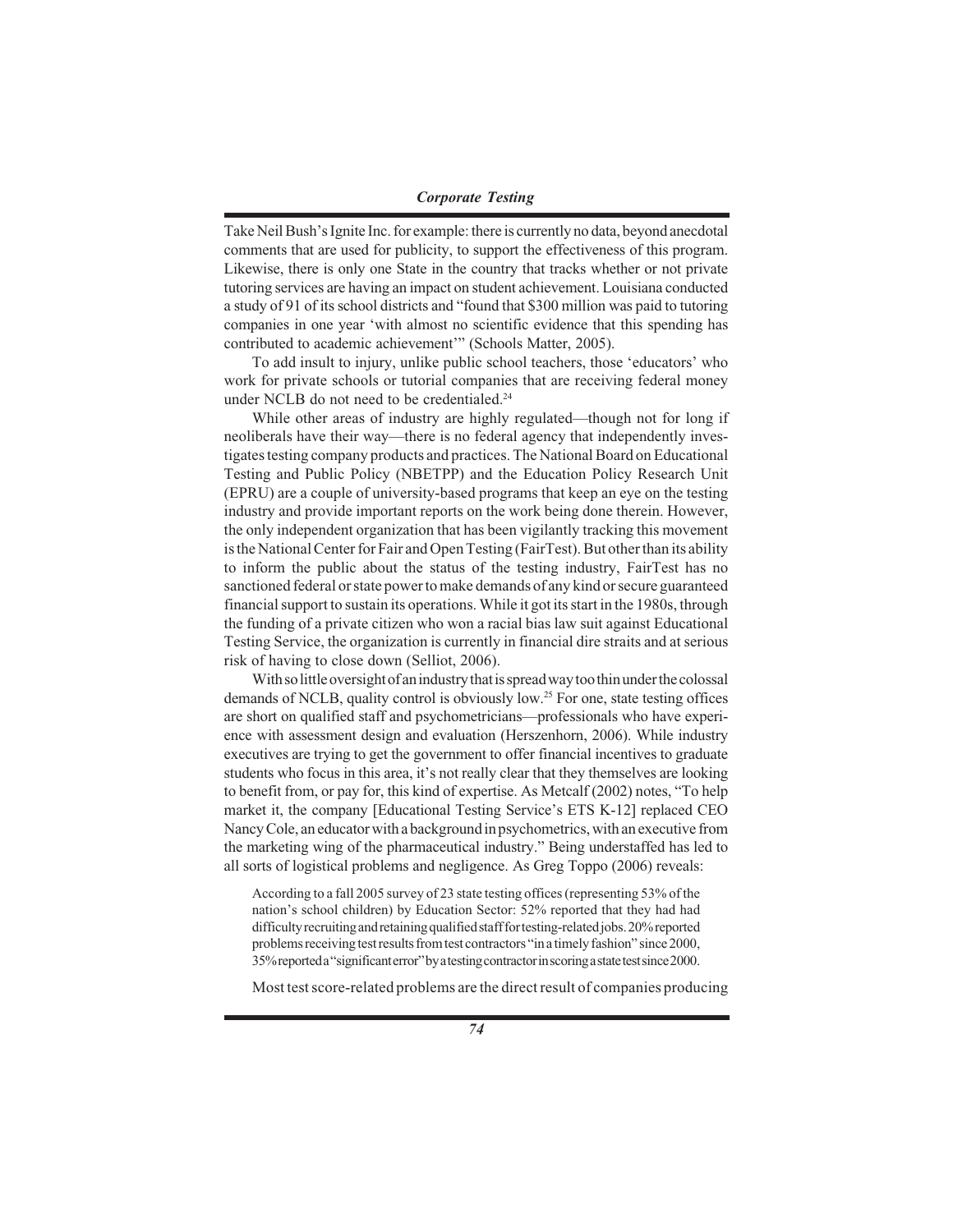Take Neil Bush's Ignite Inc. for example: there is currently no data, beyond anecdotal comments that are used for publicity, to support the effectiveness of this program. Likewise, there is only one State in the country that tracks whether or not private tutoring services are having an impact on student achievement. Louisiana conducted a study of 91 of its school districts and "found that $300 million was paid to tutoring companies in one year 'with almost no scientific evidence that this spending has contributed to academic achievement'" (Schools Matter, 2005).

To add insult to injury, unlike public school teachers, those 'educators' who work for private schools or tutorial companies that are receiving federal money under NCLB do not need to be credentialed.[24]

While other areas of industry are highly regulated—though not for long if neoliberals have their way—there is no federal agency that independently investigates testing company products and practices. The National Board on Educational Testing and Public Policy (NBETPP) and the Education Policy Research Unit (EPRU) are a couple of university-based programs that keep an eye on the testing industry and provide important reports on the work being done therein. However, the only independent organization that has been vigilantly tracking this movement is the National Center for Fair and Open Testing (FairTest). But other than its ability to inform the public about the status of the testing industry, FairTest has no sanctioned federal or state power to make demands of any kind or secure guaranteed financial support to sustain its operations. While it got its start in the 1980s, through the funding of a private citizen who won a racial bias law suit against Educational Testing Service, the organization is currently in financial dire straits and at serious risk of having to close down (Selliot, 2006).

With so little oversight of an industry that is spread way too thin under the colossal demands of NCLB, quality control is obviously low.[25] For one, state testing offices are short on qualified staff and psychometricians—professionals who have experience with assessment design and evaluation (Herszenhorn, 2006). While industry executives are trying to get the government to offer financial incentives to graduate students who focus in this area, it's not really clear that they themselves are looking to benefit from, or pay for, this kind of expertise. As Metcalf (2002) notes, "To help market it, the company [Educational Testing Service's ETS K-12] replaced CEO Nancy Cole, an educator with a background in psychometrics, with an executive from the marketing wing of the pharmaceutical industry." Being understaffed has led to all sorts of logistical problems and negligence. As Greg Toppo (2006) reveals:

> According to a fall 2005 survey of 23 state testing offices (representing 53% of the nation's school children) by Education Sector: 52% reported that they had had difficulty recruiting and retaining qualified staff for testing-related jobs. 20% reported problems receiving test results from test contractors "in a timely fashion" since 2000, 35% reported a "significant error" by a testing contractor in scoring a state test since 2000.

Most test score-related problems are the direct result of companies producing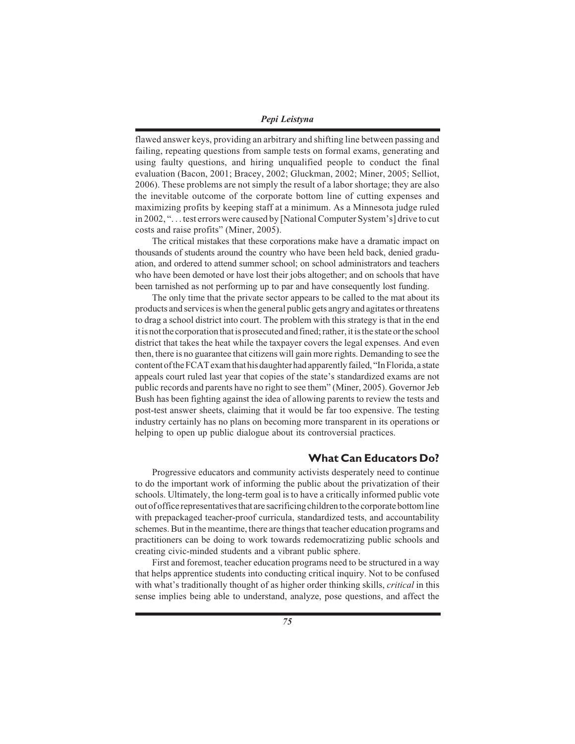flawed answer keys, providing an arbitrary and shifting line between passing and failing, repeating questions from sample tests on formal exams, generating and using faulty questions, and hiring unqualified people to conduct the final evaluation (Bacon, 2001; Bracey, 2002; Gluckman, 2002; Miner, 2005; Selliot, 2006). These problems are not simply the result of a labor shortage; they are also the inevitable outcome of the corporate bottom line of cutting expenses and maximizing profits by keeping staff at a minimum. As a Minnesota judge ruled in 2002, ". . . test errors were caused by [National Computer System's] drive to cut costs and raise profits" (Miner, 2005).

The critical mistakes that these corporations make have a dramatic impact on thousands of students around the country who have been held back, denied graduation, and ordered to attend summer school; on school administrators and teachers who have been demoted or have lost their jobs altogether; and on schools that have been tarnished as not performing up to par and have consequently lost funding.

The only time that the private sector appears to be called to the mat about its products and services is when the general public gets angry and agitates or threatens to drag a school district into court. The problem with this strategy is that in the end it is not the corporation that is prosecuted and fined; rather, it is the state or the school district that takes the heat while the taxpayer covers the legal expenses. And even then, there is no guarantee that citizens will gain more rights. Demanding to see the content of the FCAT exam that his daughter had apparently failed, "In Florida, a state appeals court ruled last year that copies of the state's standardized exams are not public records and parents have no right to see them" (Miner, 2005). Governor Jeb Bush has been fighting against the idea of allowing parents to review the tests and post-test answer sheets, claiming that it would be far too expensive. The testing industry certainly has no plans on becoming more transparent in its operations or helping to open up public dialogue about its controversial practices.

## What Can Educators Do?

Progressive educators and community activists desperately need to continue to do the important work of informing the public about the privatization of their schools. Ultimately, the long-term goal is to have a critically informed public vote out of office representatives that are sacrificing children to the corporate bottom line with prepackaged teacher-proof curricula, standardized tests, and accountability schemes. But in the meantime, there are things that teacher education programs and practitioners can be doing to work towards redemocratizing public schools and creating civic-minded students and a vibrant public sphere.

First and foremost, teacher education programs need to be structured in a way that helps apprentice students into conducting critical inquiry. Not to be confused with what's traditionally thought of as higher order thinking skills, *critical* in this sense implies being able to understand, analyze, pose questions, and affect the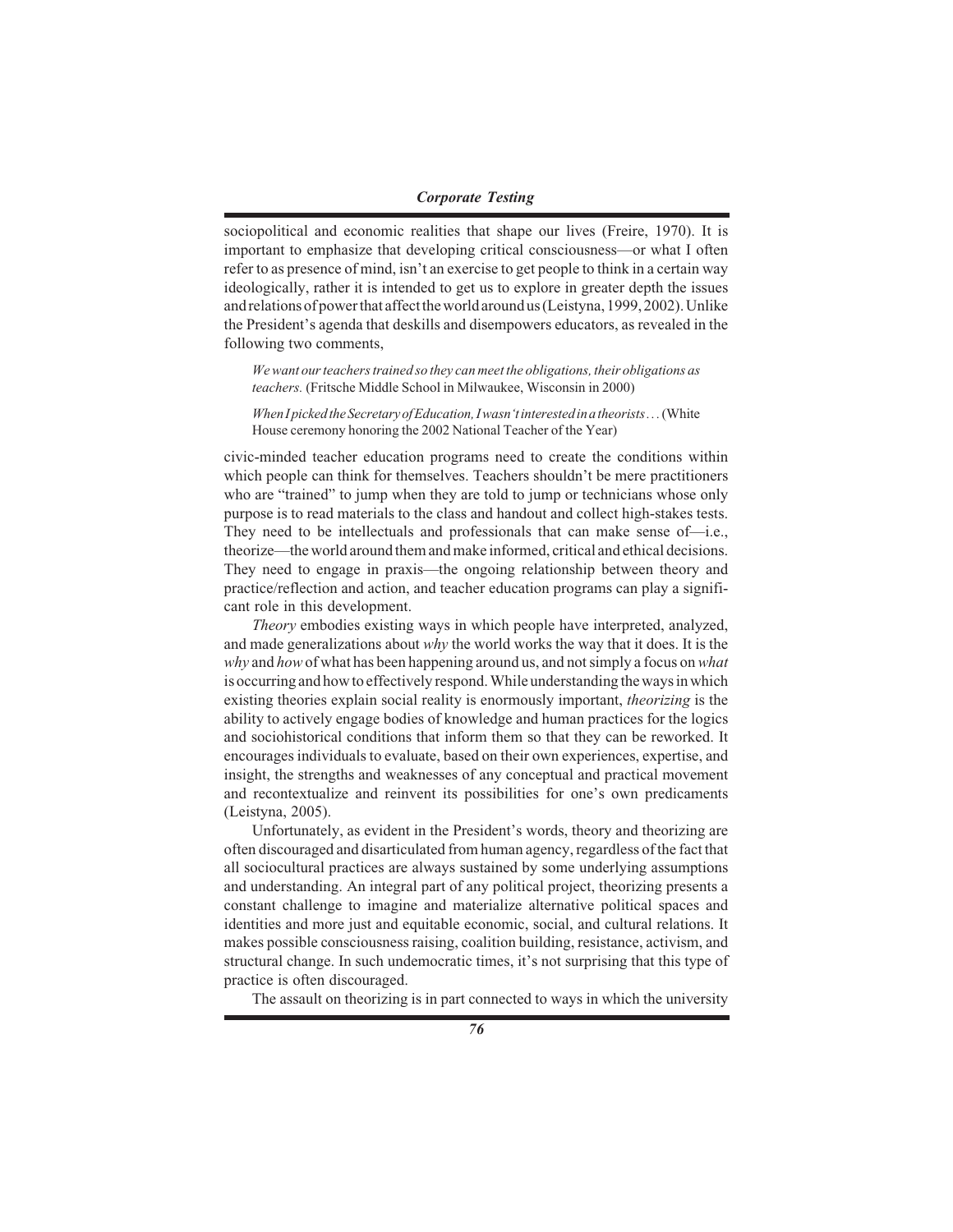sociopolitical and economic realities that shape our lives (Freire, 1970). It is important to emphasize that developing critical consciousness—or what I often refer to as presence of mind, isn't an exercise to get people to think in a certain way ideologically, rather it is intended to get us to explore in greater depth the issues and relations of power that affect the world around us (Leistyna, 1999, 2002). Unlike the President's agenda that deskills and disempowers educators, as revealed in the following two comments,

> *We want our teachers trained so they can meet the obligations, their obligations as teachers.* (Fritsche Middle School in Milwaukee, Wisconsin in 2000)
>
> *When I picked the Secretary of Education, I wasn't interested in a theorists…* (White House ceremony honoring the 2002 National Teacher of the Year)

civic-minded teacher education programs need to create the conditions within which people can think for themselves. Teachers shouldn't be mere practitioners who are "trained" to jump when they are told to jump or technicians whose only purpose is to read materials to the class and handout and collect high-stakes tests. They need to be intellectuals and professionals that can make sense of—i.e., theorize—the world around them and make informed, critical and ethical decisions. They need to engage in praxis—the ongoing relationship between theory and practice/reflection and action, and teacher education programs can play a significant role in this development.

*Theory* embodies existing ways in which people have interpreted, analyzed, and made generalizations about *why* the world works the way that it does. It is the *why* and *how* of what has been happening around us, and not simply a focus on *what* is occurring and how to effectively respond. While understanding the ways in which existing theories explain social reality is enormously important, *theorizing* is the ability to actively engage bodies of knowledge and human practices for the logics and sociohistorical conditions that inform them so that they can be reworked. It encourages individuals to evaluate, based on their own experiences, expertise, and insight, the strengths and weaknesses of any conceptual and practical movement and recontextualize and reinvent its possibilities for one's own predicaments (Leistyna, 2005).

Unfortunately, as evident in the President's words, theory and theorizing are often discouraged and disarticulated from human agency, regardless of the fact that all sociocultural practices are always sustained by some underlying assumptions and understanding. An integral part of any political project, theorizing presents a constant challenge to imagine and materialize alternative political spaces and identities and more just and equitable economic, social, and cultural relations. It makes possible consciousness raising, coalition building, resistance, activism, and structural change. In such undemocratic times, it's not surprising that this type of practice is often discouraged.

The assault on theorizing is in part connected to ways in which the university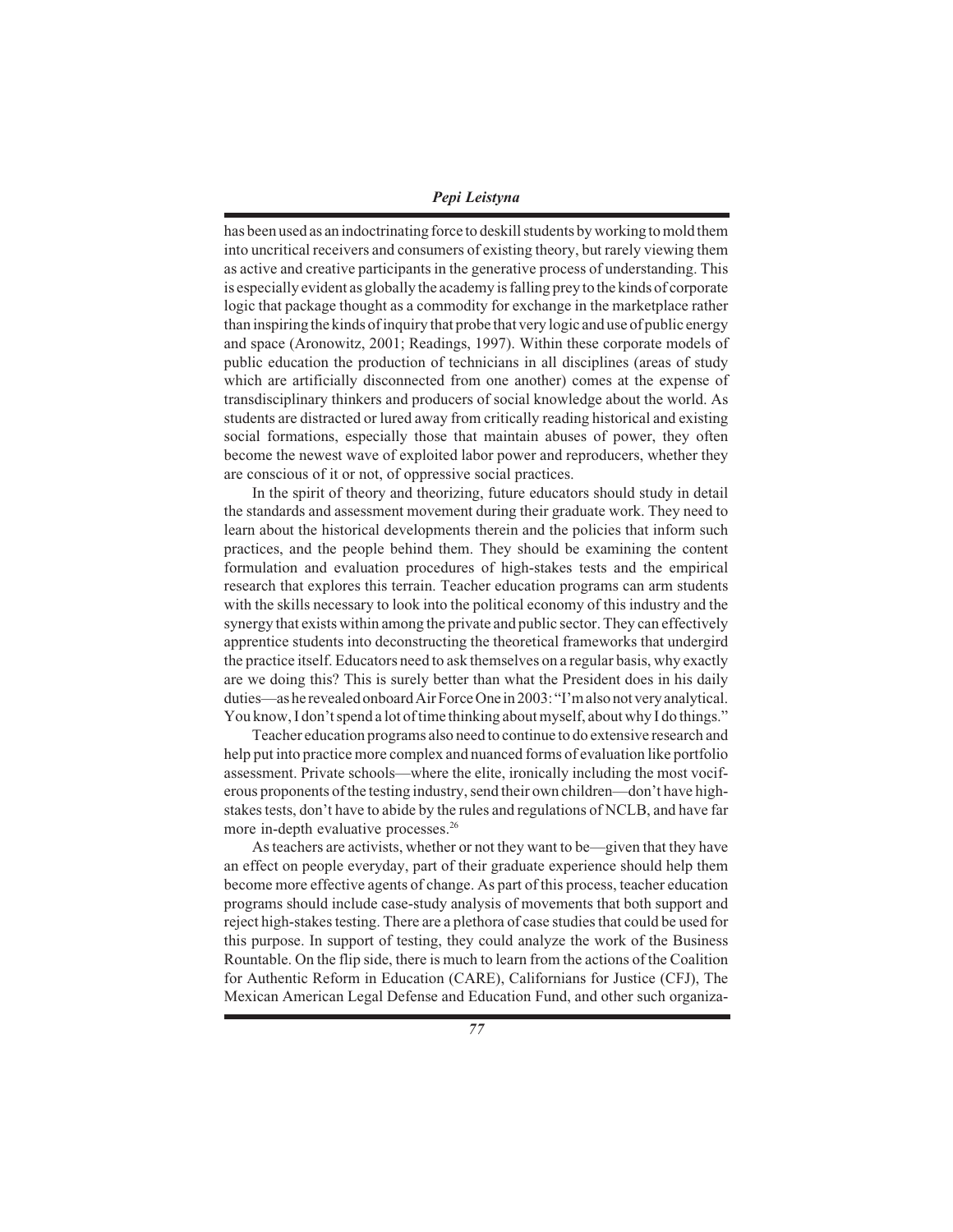has been used as an indoctrinating force to deskill students by working to mold them into uncritical receivers and consumers of existing theory, but rarely viewing them as active and creative participants in the generative process of understanding. This is especially evident as globally the academy is falling prey to the kinds of corporate logic that package thought as a commodity for exchange in the marketplace rather than inspiring the kinds of inquiry that probe that very logic and use of public energy and space (Aronowitz, 2001; Readings, 1997). Within these corporate models of public education the production of technicians in all disciplines (areas of study which are artificially disconnected from one another) comes at the expense of transdisciplinary thinkers and producers of social knowledge about the world. As students are distracted or lured away from critically reading historical and existing social formations, especially those that maintain abuses of power, they often become the newest wave of exploited labor power and reproducers, whether they are conscious of it or not, of oppressive social practices.

In the spirit of theory and theorizing, future educators should study in detail the standards and assessment movement during their graduate work. They need to learn about the historical developments therein and the policies that inform such practices, and the people behind them. They should be examining the content formulation and evaluation procedures of high-stakes tests and the empirical research that explores this terrain. Teacher education programs can arm students with the skills necessary to look into the political economy of this industry and the synergy that exists within among the private and public sector. They can effectively apprentice students into deconstructing the theoretical frameworks that undergird the practice itself. Educators need to ask themselves on a regular basis, why exactly are we doing this? This is surely better than what the President does in his daily duties—as he revealed onboard Air Force One in 2003: "I'm also not very analytical. You know, I don't spend a lot of time thinking about myself, about why I do things."

Teacher education programs also need to continue to do extensive research and help put into practice more complex and nuanced forms of evaluation like portfolio assessment. Private schools—where the elite, ironically including the most vociferous proponents of the testing industry, send their own children—don't have high-stakes tests, don't have to abide by the rules and regulations of NCLB, and have far more in-depth evaluative processes.[26]

As teachers are activists, whether or not they want to be—given that they have an effect on people everyday, part of their graduate experience should help them become more effective agents of change. As part of this process, teacher education programs should include case-study analysis of movements that both support and reject high-stakes testing. There are a plethora of case studies that could be used for this purpose. In support of testing, they could analyze the work of the Business Rountable. On the flip side, there is much to learn from the actions of the Coalition for Authentic Reform in Education (CARE), Californians for Justice (CFJ), The Mexican American Legal Defense and Education Fund, and other such organiza-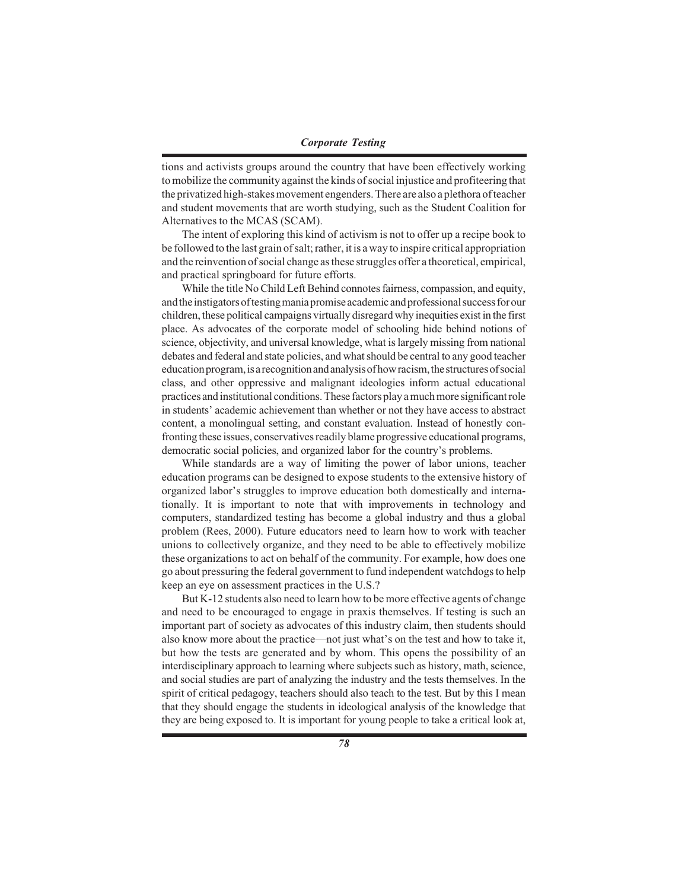tions and activists groups around the country that have been effectively working to mobilize the community against the kinds of social injustice and profiteering that the privatized high-stakes movement engenders. There are also a plethora of teacher and student movements that are worth studying, such as the Student Coalition for Alternatives to the MCAS (SCAM).

The intent of exploring this kind of activism is not to offer up a recipe book to be followed to the last grain of salt; rather, it is a way to inspire critical appropriation and the reinvention of social change as these struggles offer a theoretical, empirical, and practical springboard for future efforts.

While the title No Child Left Behind connotes fairness, compassion, and equity, and the instigators of testing mania promise academic and professional success for our children, these political campaigns virtually disregard why inequities exist in the first place. As advocates of the corporate model of schooling hide behind notions of science, objectivity, and universal knowledge, what is largely missing from national debates and federal and state policies, and what should be central to any good teacher education program, is a recognition and analysis of how racism, the structures of social class, and other oppressive and malignant ideologies inform actual educational practices and institutional conditions. These factors play a much more significant role in students' academic achievement than whether or not they have access to abstract content, a monolingual setting, and constant evaluation. Instead of honestly confronting these issues, conservatives readily blame progressive educational programs, democratic social policies, and organized labor for the country's problems.

While standards are a way of limiting the power of labor unions, teacher education programs can be designed to expose students to the extensive history of organized labor's struggles to improve education both domestically and internationally. It is important to note that with improvements in technology and computers, standardized testing has become a global industry and thus a global problem (Rees, 2000). Future educators need to learn how to work with teacher unions to collectively organize, and they need to be able to effectively mobilize these organizations to act on behalf of the community. For example, how does one go about pressuring the federal government to fund independent watchdogs to help keep an eye on assessment practices in the U.S.?

But K-12 students also need to learn how to be more effective agents of change and need to be encouraged to engage in praxis themselves. If testing is such an important part of society as advocates of this industry claim, then students should also know more about the practice—not just what's on the test and how to take it, but how the tests are generated and by whom. This opens the possibility of an interdisciplinary approach to learning where subjects such as history, math, science, and social studies are part of analyzing the industry and the tests themselves. In the spirit of critical pedagogy, teachers should also teach to the test. But by this I mean that they should engage the students in ideological analysis of the knowledge that they are being exposed to. It is important for young people to take a critical look at,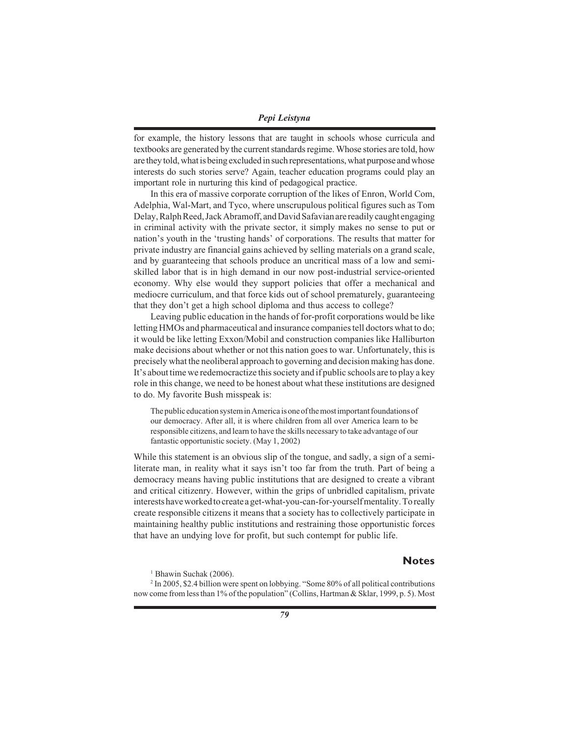for example, the history lessons that are taught in schools whose curricula and textbooks are generated by the current standards regime. Whose stories are told, how are they told, what is being excluded in such representations, what purpose and whose interests do such stories serve? Again, teacher education programs could play an important role in nurturing this kind of pedagogical practice.

In this era of massive corporate corruption of the likes of Enron, World Com, Adelphia, Wal-Mart, and Tyco, where unscrupulous political figures such as Tom Delay, Ralph Reed, Jack Abramoff, and David Safavian are readily caught engaging in criminal activity with the private sector, it simply makes no sense to put or nation's youth in the 'trusting hands' of corporations. The results that matter for private industry are financial gains achieved by selling materials on a grand scale, and by guaranteeing that schools produce an uncritical mass of a low and semi-skilled labor that is in high demand in our now post-industrial service-oriented economy. Why else would they support policies that offer a mechanical and mediocre curriculum, and that force kids out of school prematurely, guaranteeing that they don't get a high school diploma and thus access to college?

Leaving public education in the hands of for-profit corporations would be like letting HMOs and pharmaceutical and insurance companies tell doctors what to do; it would be like letting Exxon/Mobil and construction companies like Halliburton make decisions about whether or not this nation goes to war. Unfortunately, this is precisely what the neoliberal approach to governing and decision making has done. It's about time we redemocractize this society and if public schools are to play a key role in this change, we need to be honest about what these institutions are designed to do. My favorite Bush misspeak is:

> The public education system in America is one of the most important foundations of our democracy. After all, it is where children from all over America learn to be responsible citizens, and learn to have the skills necessary to take advantage of our fantastic opportunistic society. (May 1, 2002)

While this statement is an obvious slip of the tongue, and sadly, a sign of a semi-literate man, in reality what it says isn't too far from the truth. Part of being a democracy means having public institutions that are designed to create a vibrant and critical citizenry. However, within the grips of unbridled capitalism, private interests have worked to create a get-what-you-can-for-yourself mentality. To really create responsible citizens it means that a society has to collectively participate in maintaining healthy public institutions and restraining those opportunistic forces that have an undying love for profit, but such contempt for public life.

## Notes

[1] Bhawin Suchak (2006).

[2] In 2005, $2.4 billion were spent on lobbying. "Some 80% of all political contributions now come from less than 1% of the population" (Collins, Hartman & Sklar, 1999, p. 5). Most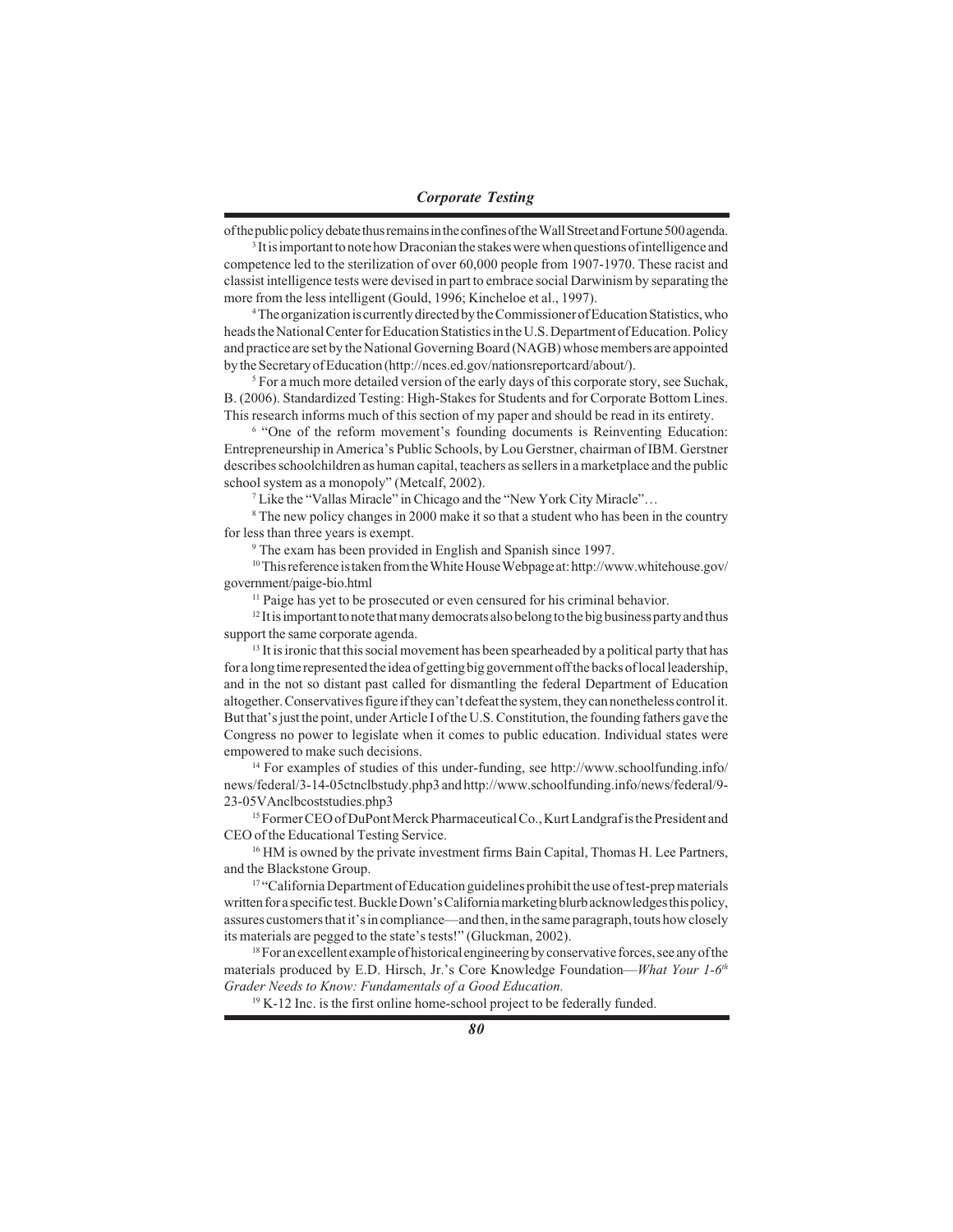of the public policy debate thus remains in the confines of the Wall Street and Fortune 500 agenda.

[3] It is important to note how Draconian the stakes were when questions of intelligence and competence led to the sterilization of over 60,000 people from 1907-1970. These racist and classist intelligence tests were devised in part to embrace social Darwinism by separating the more from the less intelligent (Gould, 1996; Kincheloe et al., 1997).

[4] The organization is currently directed by the Commissioner of Education Statistics, who heads the National Center for Education Statistics in the U.S. Department of Education. Policy and practice are set by the National Governing Board (NAGB) whose members are appointed by the Secretary of Education (http://nces.ed.gov/nationsreportcard/about/).

[5] For a much more detailed version of the early days of this corporate story, see Suchak, B. (2006). Standardized Testing: High-Stakes for Students and for Corporate Bottom Lines. This research informs much of this section of my paper and should be read in its entirety.

[6] "One of the reform movement's founding documents is Reinventing Education: Entrepreneurship in America's Public Schools, by Lou Gerstner, chairman of IBM. Gerstner describes schoolchildren as human capital, teachers as sellers in a marketplace and the public school system as a monopoly" (Metcalf, 2002).

[7] Like the "Vallas Miracle" in Chicago and the "New York City Miracle"…

[8] The new policy changes in 2000 make it so that a student who has been in the country for less than three years is exempt.

[9] The exam has been provided in English and Spanish since 1997.

[10] This reference is taken from the White House Webpage at: http://www.whitehouse.gov/government/paige-bio.html

[11] Paige has yet to be prosecuted or even censured for his criminal behavior.

[12] It is important to note that many democrats also belong to the big business party and thus support the same corporate agenda.

[13] It is ironic that this social movement has been spearheaded by a political party that has for a long time represented the idea of getting big government off the backs of local leadership, and in the not so distant past called for dismantling the federal Department of Education altogether. Conservatives figure if they can't defeat the system, they can nonetheless control it. But that's just the point, under Article I of the U.S. Constitution, the founding fathers gave the Congress no power to legislate when it comes to public education. Individual states were empowered to make such decisions.

[14] For examples of studies of this under-funding, see http://www.schoolfunding.info/news/federal/3-14-05ctnclbstudy.php3 and http://www.schoolfunding.info/news/federal/9-23-05VAnclbcoststudies.php3

[15] Former CEO of DuPont Merck Pharmaceutical Co., Kurt Landgraf is the President and CEO of the Educational Testing Service.

[16] HM is owned by the private investment firms Bain Capital, Thomas H. Lee Partners, and the Blackstone Group.

[17] "California Department of Education guidelines prohibit the use of test-prep materials written for a specific test. Buckle Down's California marketing blurb acknowledges this policy, assures customers that it's in compliance—and then, in the same paragraph, touts how closely its materials are pegged to the state's tests!" (Gluckman, 2002).

[18] For an excellent example of historical engineering by conservative forces, see any of the materials produced by E.D. Hirsch, Jr.'s Core Knowledge Foundation—*What Your 1-6th Grader Needs to Know: Fundamentals of a Good Education.*

[19] K-12 Inc. is the first online home-school project to be federally funded.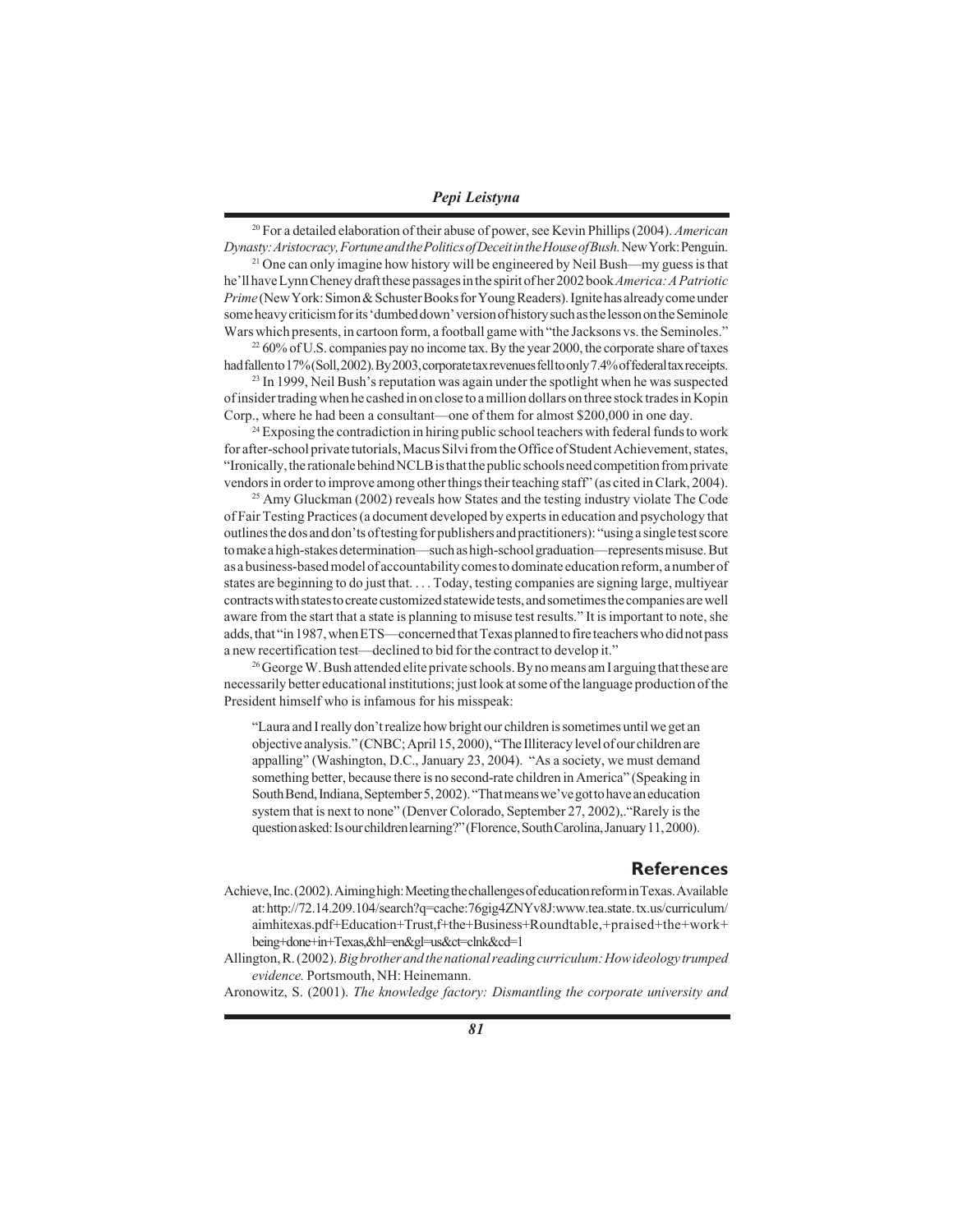[20] For a detailed elaboration of their abuse of power, see Kevin Phillips (2004). *American Dynasty: Aristocracy, Fortune and the Politics of Deceit in the House of Bush.* New York: Penguin.

[21] One can only imagine how history will be engineered by Neil Bush—my guess is that he'll have Lynn Cheney draft these passages in the spirit of her 2002 book *America: A Patriotic Prime* (New York: Simon & Schuster Books for Young Readers). Ignite has already come under some heavy criticism for its 'dumbed down' version of history such as the lesson on the Seminole Wars which presents, in cartoon form, a football game with "the Jacksons vs. the Seminoles."

[22] 60% of U.S. companies pay no income tax. By the year 2000, the corporate share of taxes had fallen to 17% (Soll, 2002). By 2003, corporate tax revenues fell to only 7.4% of federal tax receipts.

[23] In 1999, Neil Bush's reputation was again under the spotlight when he was suspected of insider trading when he cashed in on close to a million dollars on three stock trades in Kopin Corp., where he had been a consultant—one of them for almost $200,000 in one day.

[24] Exposing the contradiction in hiring public school teachers with federal funds to work for after-school private tutorials, Macus Silvi from the Office of Student Achievement, states, "Ironically, the rationale behind NCLB is that the public schools need competition from private vendors in order to improve among other things their teaching staff" (as cited in Clark, 2004).

[25] Amy Gluckman (2002) reveals how States and the testing industry violate The Code of Fair Testing Practices (a document developed by experts in education and psychology that outlines the dos and don'ts of testing for publishers and practitioners): "using a single test score to make a high-stakes determination—such as high-school graduation—represents misuse. But as a business-based model of accountability comes to dominate education reform, a number of states are beginning to do just that. . . . Today, testing companies are signing large, multiyear contracts with states to create customized statewide tests, and sometimes the companies are well aware from the start that a state is planning to misuse test results." It is important to note, she adds, that "in 1987, when ETS—concerned that Texas planned to fire teachers who did not pass a new recertification test—declined to bid for the contract to develop it."

[26] George W. Bush attended elite private schools. By no means am I arguing that these are necessarily better educational institutions; just look at some of the language production of the President himself who is infamous for his misspeak:

> "Laura and I really don't realize how bright our children is sometimes until we get an objective analysis." (CNBC; April 15, 2000), "The Illiteracy level of our children are appalling" (Washington, D.C., January 23, 2004). "As a society, we must demand something better, because there is no second-rate children in America" (Speaking in South Bend, Indiana, September 5, 2002). "That means we've got to have an education system that is next to none" (Denver Colorado, September 27, 2002),."Rarely is the question asked: Is our children learning?" (Florence, South Carolina, January 11, 2000).

## References

Achieve, Inc. (2002). Aiming high: Meeting the challenges of education reform in Texas. Available at: http://72.14.209.104/search?q=cache:76gig4ZNYv8J:www.tea.state.tx.us/curriculum/aimhitexas.pdf+Education+Trust,f+the+Business+Roundtable,+praised+the+work+being+done+in+Texas,&hl=en&gl=us&ct=clnk&cd=1

Allington, R. (2002). *Big brother and the national reading curriculum: How ideology trumped evidence.* Portsmouth, NH: Heinemann.

Aronowitz, S. (2001). *The knowledge factory: Dismantling the corporate university and*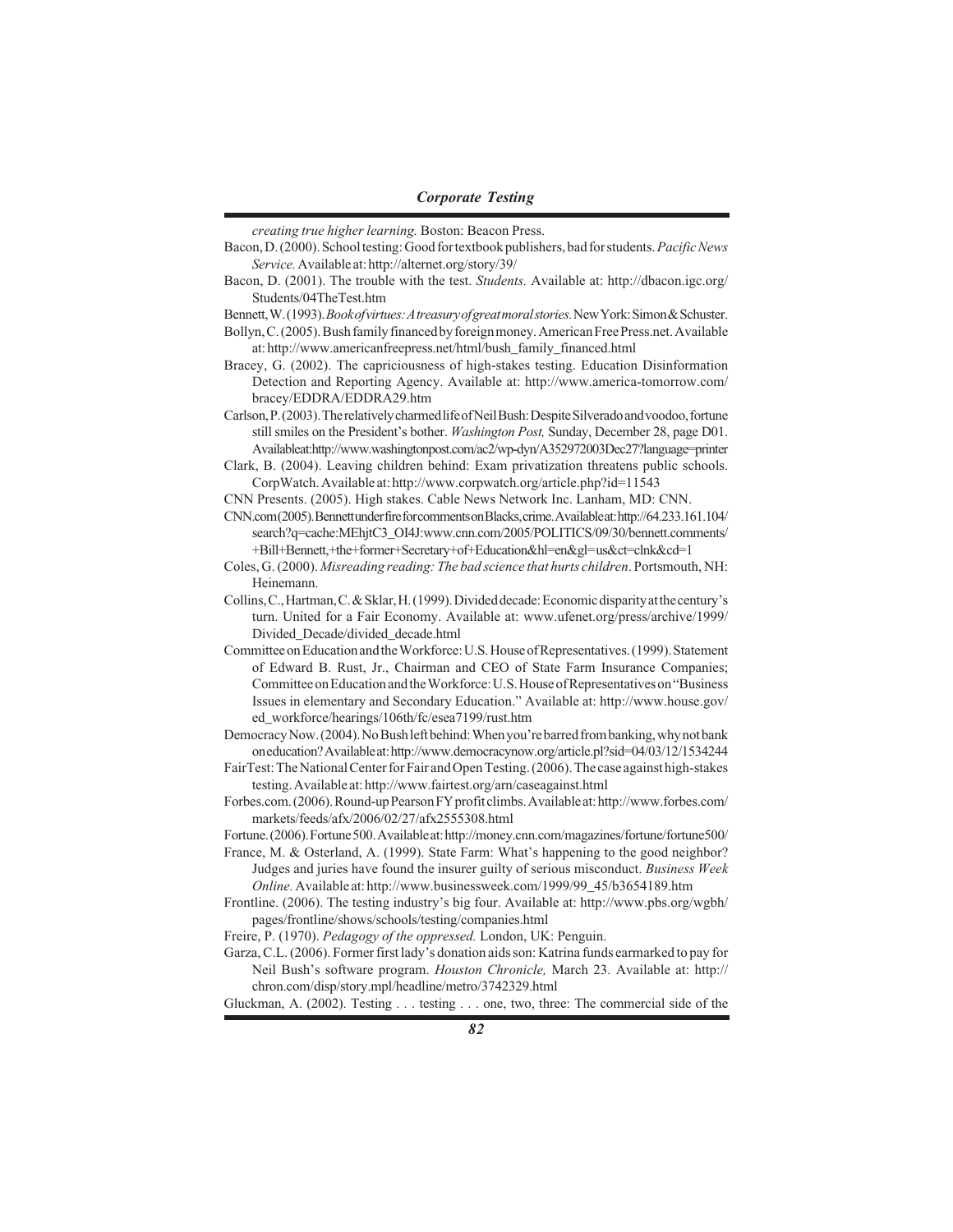*creating true higher learning.* Boston: Beacon Press.

Bacon, D. (2000). School testing: Good for textbook publishers, bad for students. *Pacific News Service.* Available at: http://alternet.org/story/39/

Bacon, D. (2001). The trouble with the test. *Students.* Available at: http://dbacon.igc.org/Students/04TheTest.htm

Bennett, W. (1993). *Book of virtues: A treasury of great moral stories.* New York: Simon & Schuster.

Bollyn, C. (2005). Bush family financed by foreign money. American Free Press.net. Available at: http://www.americanfreepress.net/html/bush_family_financed.html

Bracey, G. (2002). The capriciousness of high-stakes testing. Education Disinformation Detection and Reporting Agency. Available at: http://www.america-tomorrow.com/bracey/EDDRA/EDDRA29.htm

Carlson, P. (2003). The relatively charmed life of Neil Bush: Despite Silverado and voodoo, fortune still smiles on the President's bother. *Washington Post,* Sunday, December 28, page D01. Availableat:http://www.washingtonpost.com/ac2/wp-dyn/A352972003Dec27?language=printer

Clark, B. (2004). Leaving children behind: Exam privatization threatens public schools. CorpWatch. Available at: http://www.corpwatch.org/article.php?id=11543

CNN Presents. (2005). High stakes. Cable News Network Inc. Lanham, MD: CNN.

CNN.com (2005). Bennett under fire for comments on Blacks, crime. Available at: http://64.233.161.104/search?q=cache:MEhjtC3_OI4J:www.cnn.com/2005/POLITICS/09/30/bennett.comments/+Bill+Bennett,+the+former+Secretary+of+Education&hl=en&gl=us&ct=clnk&cd=1

Coles, G. (2000). *Misreading reading: The bad science that hurts children*. Portsmouth, NH: Heinemann.

Collins, C., Hartman, C. & Sklar, H. (1999). Divided decade: Economic disparity at the century's turn. United for a Fair Economy. Available at: www.ufenet.org/press/archive/1999/Divided_Decade/divided_decade.html

Committee on Education and the Workforce: U.S. House of Representatives. (1999). Statement of Edward B. Rust, Jr., Chairman and CEO of State Farm Insurance Companies; Committee on Education and the Workforce: U.S. House of Representatives on "Business Issues in elementary and Secondary Education." Available at: http://www.house.gov/ed_workforce/hearings/106th/fc/esea7199/rust.htm

Democracy Now. (2004). No Bush left behind: When you're barred from banking, why not bank on education? Available at: http://www.democracynow.org/article.pl?sid=04/03/12/1534244

FairTest: The National Center for Fair and Open Testing. (2006). The case against high-stakes testing. Available at: http://www.fairtest.org/arn/caseagainst.html

Forbes.com. (2006). Round-up Pearson FY profit climbs. Available at: http://www.forbes.com/markets/feeds/afx/2006/02/27/afx2555308.html

Fortune. (2006). Fortune 500. Available at: http://money.cnn.com/magazines/fortune/fortune500/

France, M. & Osterland, A. (1999). State Farm: What's happening to the good neighbor? Judges and juries have found the insurer guilty of serious misconduct. *Business Week Online.* Available at: http://www.businessweek.com/1999/99_45/b3654189.htm

Frontline. (2006). The testing industry's big four. Available at: http://www.pbs.org/wgbh/pages/frontline/shows/schools/testing/companies.html

Freire, P. (1970). *Pedagogy of the oppressed.* London, UK: Penguin.

Garza, C.L. (2006). Former first lady's donation aids son: Katrina funds earmarked to pay for Neil Bush's software program. *Houston Chronicle,* March 23. Available at: http://chron.com/disp/story.mpl/headline/metro/3742329.html

Gluckman, A. (2002). Testing . . . testing . . . one, two, three: The commercial side of the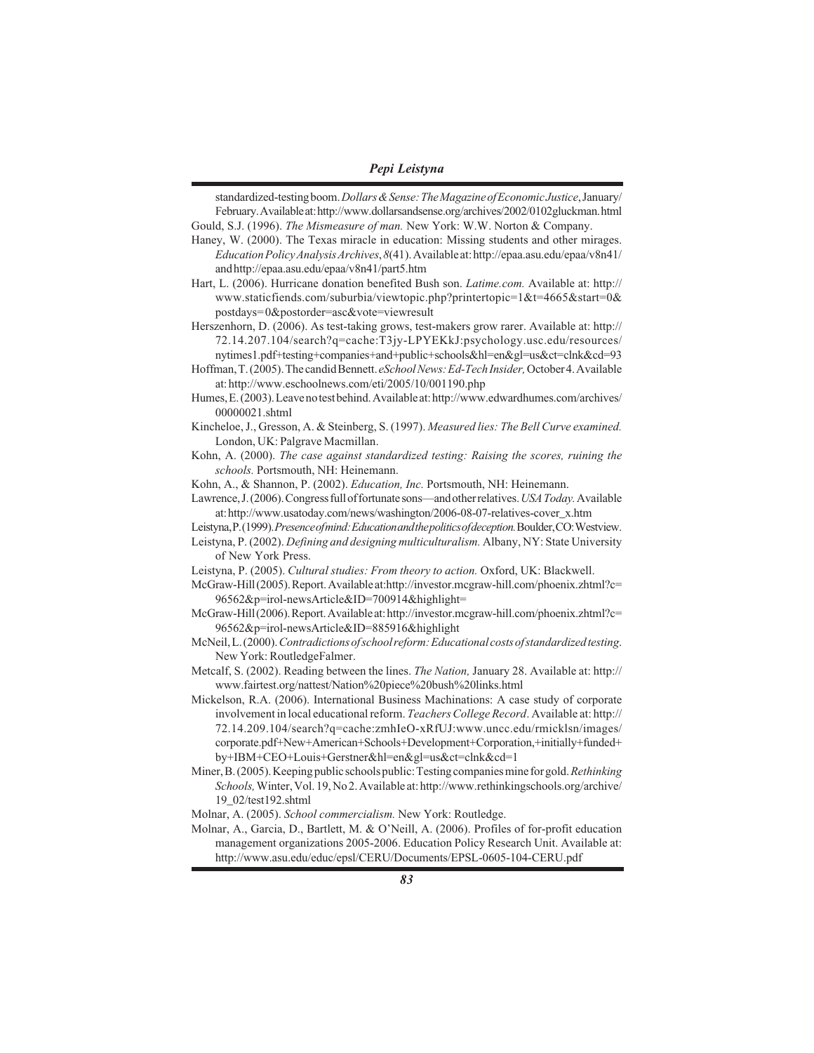standardized-testing boom. *Dollars & Sense: The Magazine of Economic Justice*, January/February. Available at: http://www.dollarsandsense.org/archives/2002/0102gluckman.html

Gould, S.J. (1996). *The Mismeasure of man.* New York: W.W. Norton & Company.

Haney, W. (2000). The Texas miracle in education: Missing students and other mirages. *Education Policy Analysis Archives*, *8*(41). Available at: http://epaa.asu.edu/epaa/v8n41/ and http://epaa.asu.edu/epaa/v8n41/part5.htm

Hart, L. (2006). Hurricane donation benefited Bush son. *Latime.com.* Available at: http://www.staticfiends.com/suburbia/viewtopic.php?printertopic=1&t=4665&start=0&postdays=0&postorder=asc&vote=viewresult

Herszenhorn, D. (2006). As test-taking grows, test-makers grow rarer. Available at: http://72.14.207.104/search?q=cache:T3jy-LPYEKkJ:psychology.usc.edu/resources/nytimes1.pdf+testing+companies+and+public+schools&hl=en&gl=us&ct=clnk&cd=93

Hoffman, T. (2005). The candid Bennett. *eSchool News: Ed-Tech Insider,* October 4. Available at: http://www.eschoolnews.com/eti/2005/10/001190.php

Humes, E. (2003). Leave no test behind. Available at: http://www.edwardhumes.com/archives/00000021.shtml

Kincheloe, J., Gresson, A. & Steinberg, S. (1997). *Measured lies: The Bell Curve examined.* London, UK: Palgrave Macmillan.

Kohn, A. (2000). *The case against standardized testing: Raising the scores, ruining the schools.* Portsmouth, NH: Heinemann.

Kohn, A., & Shannon, P. (2002). *Education, Inc.* Portsmouth, NH: Heinemann.

Lawrence, J. (2006). Congress full of fortunate sons—and other relatives. *USA Today.* Available at: http://www.usatoday.com/news/washington/2006-08-07-relatives-cover_x.htm

Leistyna, P. (1999). *Presence of mind: Education and the politics of deception.* Boulder, CO: Westview.

Leistyna, P. (2002). *Defining and designing multiculturalism.* Albany, NY: State University of New York Press.

Leistyna, P. (2005). *Cultural studies: From theory to action.* Oxford, UK: Blackwell.

McGraw-Hill (2005). Report. Available at: http://investor.mcgraw-hill.com/phoenix.zhtml?c=96562&p=irol-newsArticle&ID=700914&highlight=

McGraw-Hill (2006). Report. Available at: http://investor.mcgraw-hill.com/phoenix.zhtml?c=96562&p=irol-newsArticle&ID=885916&highlight

McNeil, L. (2000). *Contradictions of school reform: Educational costs of standardized testing*. New York: RoutledgeFalmer.

Metcalf, S. (2002). Reading between the lines. *The Nation,* January 28. Available at: http://www.fairtest.org/nattest/Nation%20piece%20bush%20links.html

Mickelson, R.A. (2006). International Business Machinations: A case study of corporate involvement in local educational reform. *Teachers College Record*. Available at: http://72.14.209.104/search?q=cache:zmhIeO-xRfUJ:www.uncc.edu/rmicklsn/images/corporate.pdf+New+American+Schools+Development+Corporation,+initially+funded+by+IBM+CEO+Louis+Gerstner&hl=en&gl=us&ct=clnk&cd=1

Miner, B. (2005). Keeping public schools public: Testing companies mine for gold. *Rethinking Schools,* Winter, Vol. 19, No 2. Available at: http://www.rethinkingschools.org/archive/19_02/test192.shtml

Molnar, A. (2005). *School commercialism.* New York: Routledge.

Molnar, A., Garcia, D., Bartlett, M. & O'Neill, A. (2006). Profiles of for-profit education management organizations 2005-2006. Education Policy Research Unit. Available at: http://www.asu.edu/educ/epsl/CERU/Documents/EPSL-0605-104-CERU.pdf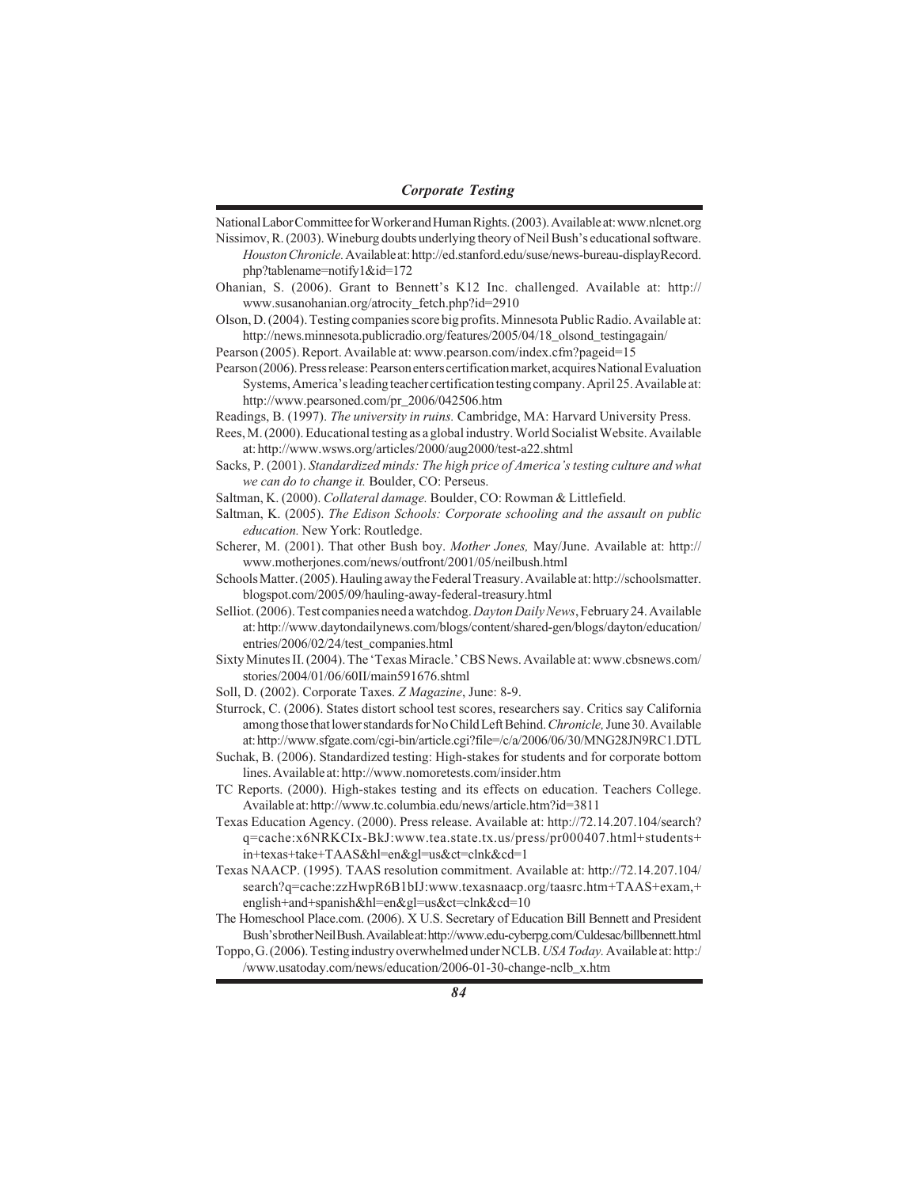National Labor Committee for Worker and Human Rights. (2003). Available at: www.nlcnet.org

Nissimov, R. (2003). Wineburg doubts underlying theory of Neil Bush's educational software. *Houston Chronicle.* Available at: http://ed.stanford.edu/suse/news-bureau-displayRecord.php?tablename=notify1&id=172

Ohanian, S. (2006). Grant to Bennett's K12 Inc. challenged. Available at: http://www.susanohanian.org/atrocity_fetch.php?id=2910

Olson, D. (2004). Testing companies score big profits. Minnesota Public Radio. Available at: http://news.minnesota.publicradio.org/features/2005/04/18_olsond_testingagain/

Pearson (2005). Report. Available at: www.pearson.com/index.cfm?pageid=15

Pearson (2006). Press release: Pearson enters certification market, acquires National Evaluation Systems, America's leading teacher certification testing company. April 25. Available at: http://www.pearsoned.com/pr_2006/042506.htm

Readings, B. (1997). *The university in ruins.* Cambridge, MA: Harvard University Press.

Rees, M. (2000). Educational testing as a global industry. World Socialist Website. Available at: http://www.wsws.org/articles/2000/aug2000/test-a22.shtml

Sacks, P. (2001). *Standardized minds: The high price of America's testing culture and what we can do to change it.* Boulder, CO: Perseus.

Saltman, K. (2000). *Collateral damage.* Boulder, CO: Rowman & Littlefield.

Saltman, K. (2005). *The Edison Schools: Corporate schooling and the assault on public education.* New York: Routledge.

Scherer, M. (2001). That other Bush boy. *Mother Jones,* May/June. Available at: http://www.motherjones.com/news/outfront/2001/05/neilbush.html

Schools Matter. (2005). Hauling away the Federal Treasury. Available at: http://schoolsmatter.blogspot.com/2005/09/hauling-away-federal-treasury.html

Selliot. (2006). Test companies need a watchdog. *Dayton Daily News*, February 24. Available at: http://www.daytondailynews.com/blogs/content/shared-gen/blogs/dayton/education/entries/2006/02/24/test_companies.html

Sixty Minutes II. (2004). The 'Texas Miracle.' CBS News. Available at: www.cbsnews.com/stories/2004/01/06/60II/main591676.shtml

Soll, D. (2002). Corporate Taxes. *Z Magazine*, June: 8-9.

Sturrock, C. (2006). States distort school test scores, researchers say. Critics say California among those that lower standards for No Child Left Behind. *Chronicle,* June 30. Available at: http://www.sfgate.com/cgi-bin/article.cgi?file=/c/a/2006/06/30/MNG28JN9RC1.DTL

Suchak, B. (2006). Standardized testing: High-stakes for students and for corporate bottom lines. Available at: http://www.nomoretests.com/insider.htm

TC Reports. (2000). High-stakes testing and its effects on education. Teachers College. Available at: http://www.tc.columbia.edu/news/article.htm?id=3811

Texas Education Agency. (2000). Press release. Available at: http://72.14.207.104/search?q=cache:x6NRKCIx-BkJ:www.tea.state.tx.us/press/pr000407.html+students+in+texas+take+TAAS&hl=en&gl=us&ct=clnk&cd=1

Texas NAACP. (1995). TAAS resolution commitment. Available at: http://72.14.207.104/search?q=cache:zzHwpR6B1bIJ:www.texasnaacp.org/taasrc.htm+TAAS+exam,+english+and+spanish&hl=en&gl=us&ct=clnk&cd=10

The Homeschool Place.com. (2006). X U.S. Secretary of Education Bill Bennett and President Bush's brother Neil Bush. Available at: http://www.edu-cyberpg.com/Culdesac/billbennett.html

Toppo, G. (2006). Testing industry overwhelmed under NCLB. *USA Today.* Available at: http://www.usatoday.com/news/education/2006-01-30-change-nclb_x.htm